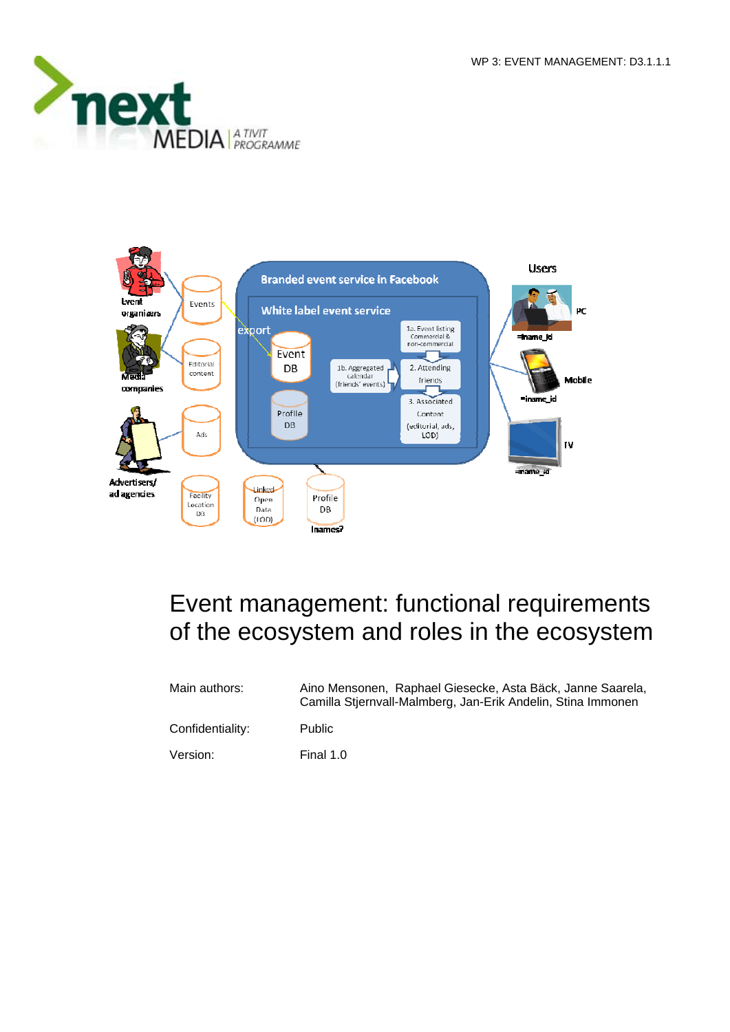# Event management: functional requirements of the ecosystem and roles in the ecosystem

| | |
|---|---|
| Main authors: | Aino Mensonen, Raphael Giesecke, Asta Bäck, Janne Saarela, Camilla Stjernvall-Malmberg, Jan-Erik Andelin, Stina Immonen |
| Confidentiality: | Public |
| Version: | Final 1.0 |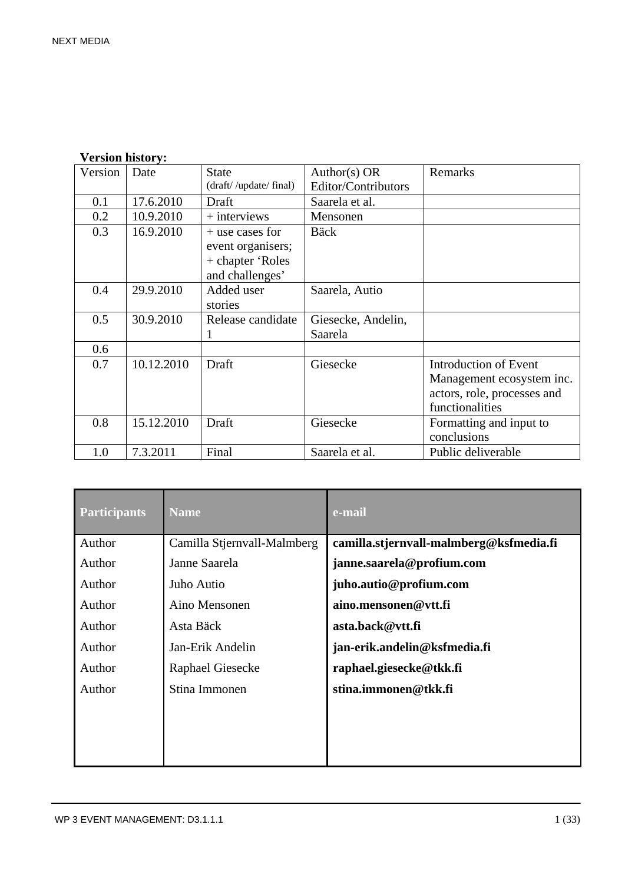**Version history:**

| Version | Date | State (draft/ /update/ final) | Author(s) OR Editor/Contributors | Remarks |
|---|---|---|---|---|
| 0.1 | 17.6.2010 | Draft | Saarela et al. | |
| 0.2 | 10.9.2010 | + interviews | Mensonen | |
| 0.3 | 16.9.2010 | + use cases for event organisers; + chapter 'Roles and challenges' | Bäck | |
| 0.4 | 29.9.2010 | Added user stories | Saarela, Autio | |
| 0.5 | 30.9.2010 | Release candidate 1 | Giesecke, Andelin, Saarela | |
| 0.6 | | | | |
| 0.7 | 10.12.2010 | Draft | Giesecke | Introduction of Event Management ecosystem inc. actors, role, processes and functionalities |
| 0.8 | 15.12.2010 | Draft | Giesecke | Formatting and input to conclusions |
| 1.0 | 7.3.2011 | Final | Saarela et al. | Public deliverable |

| Participants | Name | e-mail |
|---|---|---|
| Author | Camilla Stjernvall-Malmberg | **camilla.stjernvall-malmberg@ksfmedia.fi** |
| Author | Janne Saarela | **janne.saarela@profium.com** |
| Author | Juho Autio | **juho.autio@profium.com** |
| Author | Aino Mensonen | **aino.mensonen@vtt.fi** |
| Author | Asta Bäck | **asta.back@vtt.fi** |
| Author | Jan-Erik Andelin | **jan-erik.andelin@ksfmedia.fi** |
| Author | Raphael Giesecke | **raphael.giesecke@tkk.fi** |
| Author | Stina Immonen | **stina.immonen@tkk.fi** |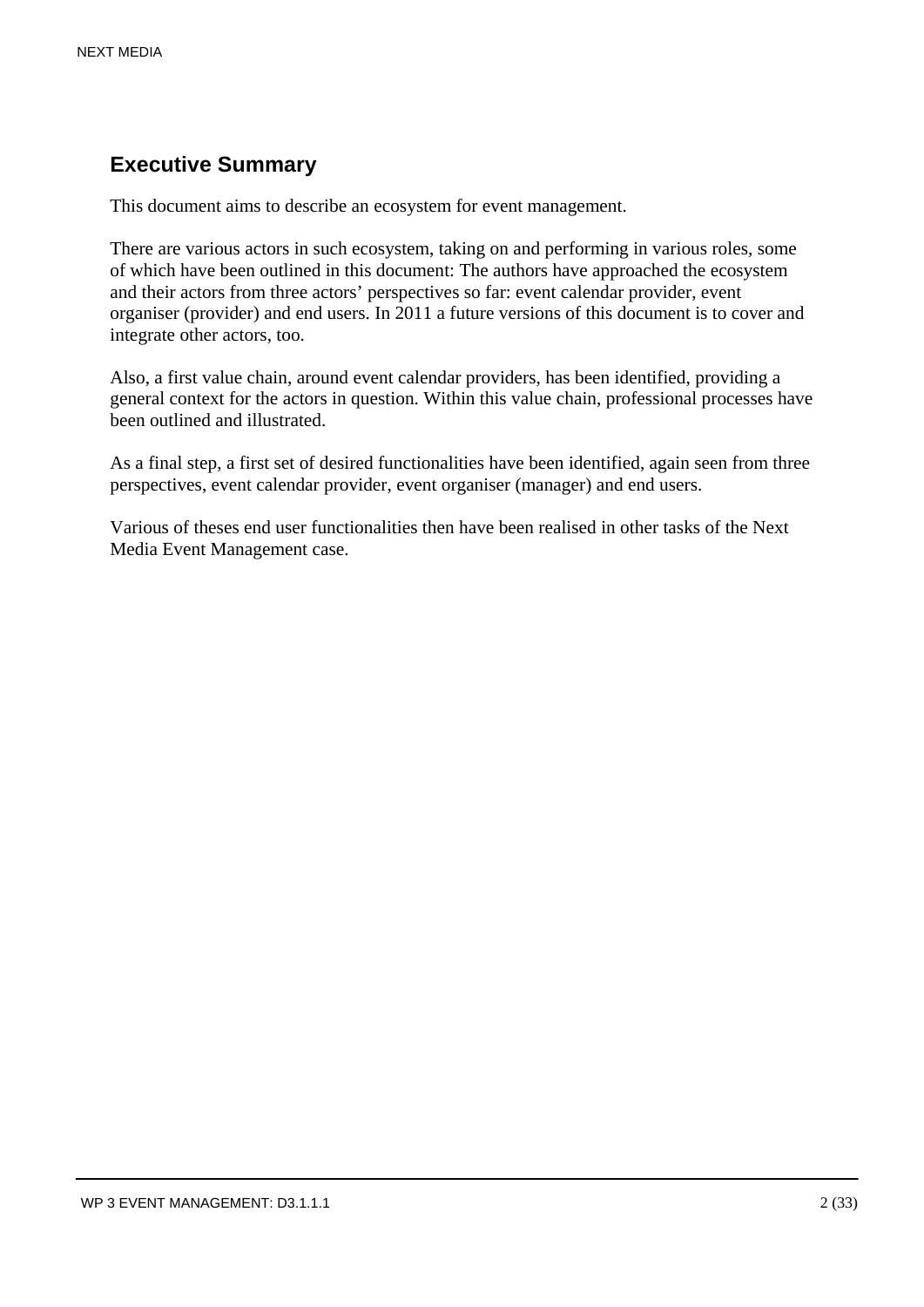## Executive Summary

This document aims to describe an ecosystem for event management.

There are various actors in such ecosystem, taking on and performing in various roles, some of which have been outlined in this document: The authors have approached the ecosystem and their actors from three actors' perspectives so far: event calendar provider, event organiser (provider) and end users. In 2011 a future versions of this document is to cover and integrate other actors, too.

Also, a first value chain, around event calendar providers, has been identified, providing a general context for the actors in question. Within this value chain, professional processes have been outlined and illustrated.

As a final step, a first set of desired functionalities have been identified, again seen from three perspectives, event calendar provider, event organiser (manager) and end users.

Various of theses end user functionalities then have been realised in other tasks of the Next Media Event Management case.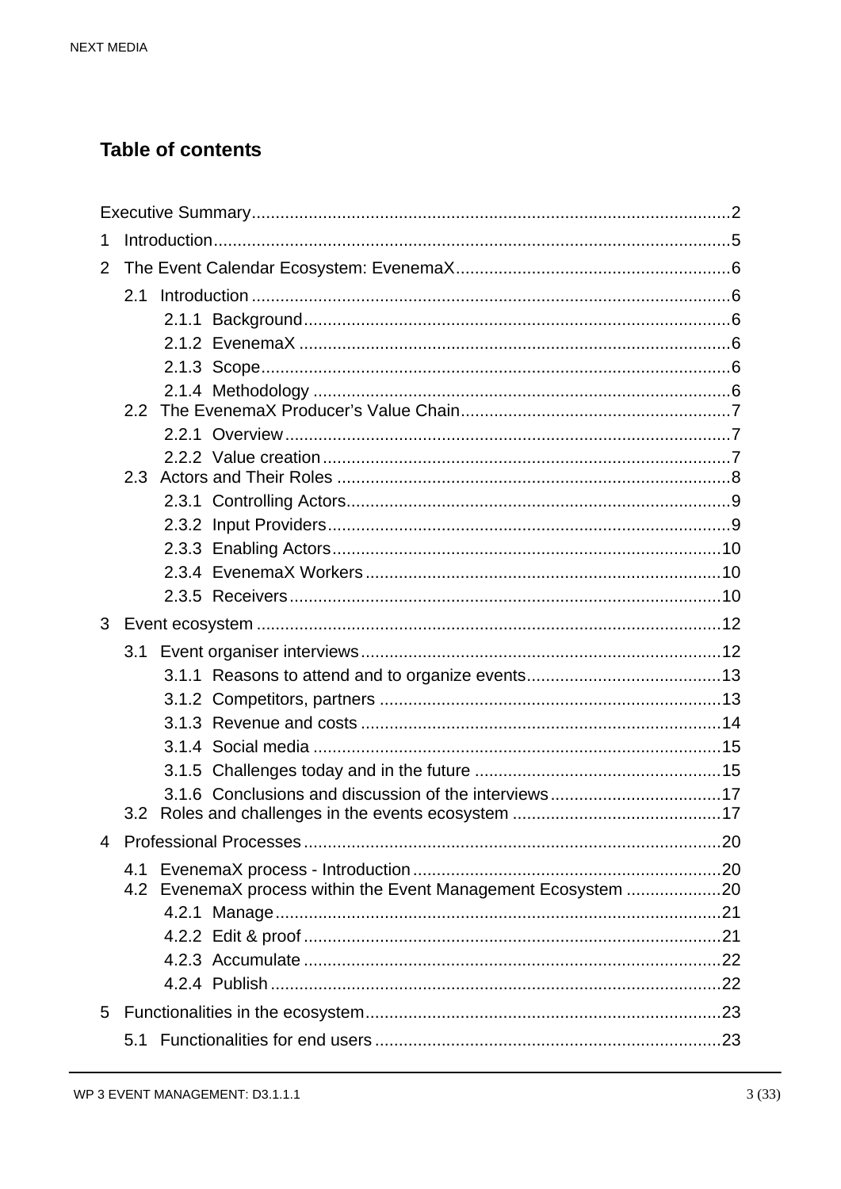# Table of contents

Executive Summary....................................................................................................2

1 Introduction...........................................................................................................5

2 The Event Calendar Ecosystem: EvenemaX.........................................................6

- 2.1 Introduction....................................................................................................6
  - 2.1.1 Background.........................................................................................6
  - 2.1.2 EvenemaX..........................................................................................6
  - 2.1.3 Scope..................................................................................................6
  - 2.1.4 Methodology.......................................................................................6
- 2.2 The EvenemaX Producer's Value Chain........................................................7
  - 2.2.1 Overview.............................................................................................7
  - 2.2.2 Value creation.....................................................................................7
- 2.3 Actors and Their Roles..................................................................................8
  - 2.3.1 Controlling Actors................................................................................9
  - 2.3.2 Input Providers....................................................................................9
  - 2.3.3 Enabling Actors..................................................................................10
  - 2.3.4 EvenemaX Workers...........................................................................10
  - 2.3.5 Receivers...........................................................................................10

3 Event ecosystem.................................................................................................12

- 3.1 Event organiser interviews...........................................................................12
  - 3.1.1 Reasons to attend and to organize events.........................................13
  - 3.1.2 Competitors, partners........................................................................13
  - 3.1.3 Revenue and costs............................................................................14
  - 3.1.4 Social media......................................................................................15
  - 3.1.5 Challenges today and in the future....................................................15
  - 3.1.6 Conclusions and discussion of the interviews....................................17
- 3.2 Roles and challenges in the events ecosystem............................................17

4 Professional Processes.......................................................................................20

- 4.1 EvenemaX process - Introduction.................................................................20
- 4.2 EvenemaX process within the Event Management Ecosystem....................20
  - 4.2.1 Manage..............................................................................................21
  - 4.2.2 Edit & proof........................................................................................21
  - 4.2.3 Accumulate........................................................................................22
  - 4.2.4 Publish...............................................................................................22

5 Functionalities in the ecosystem..........................................................................23

- 5.1 Functionalities for end users.........................................................................23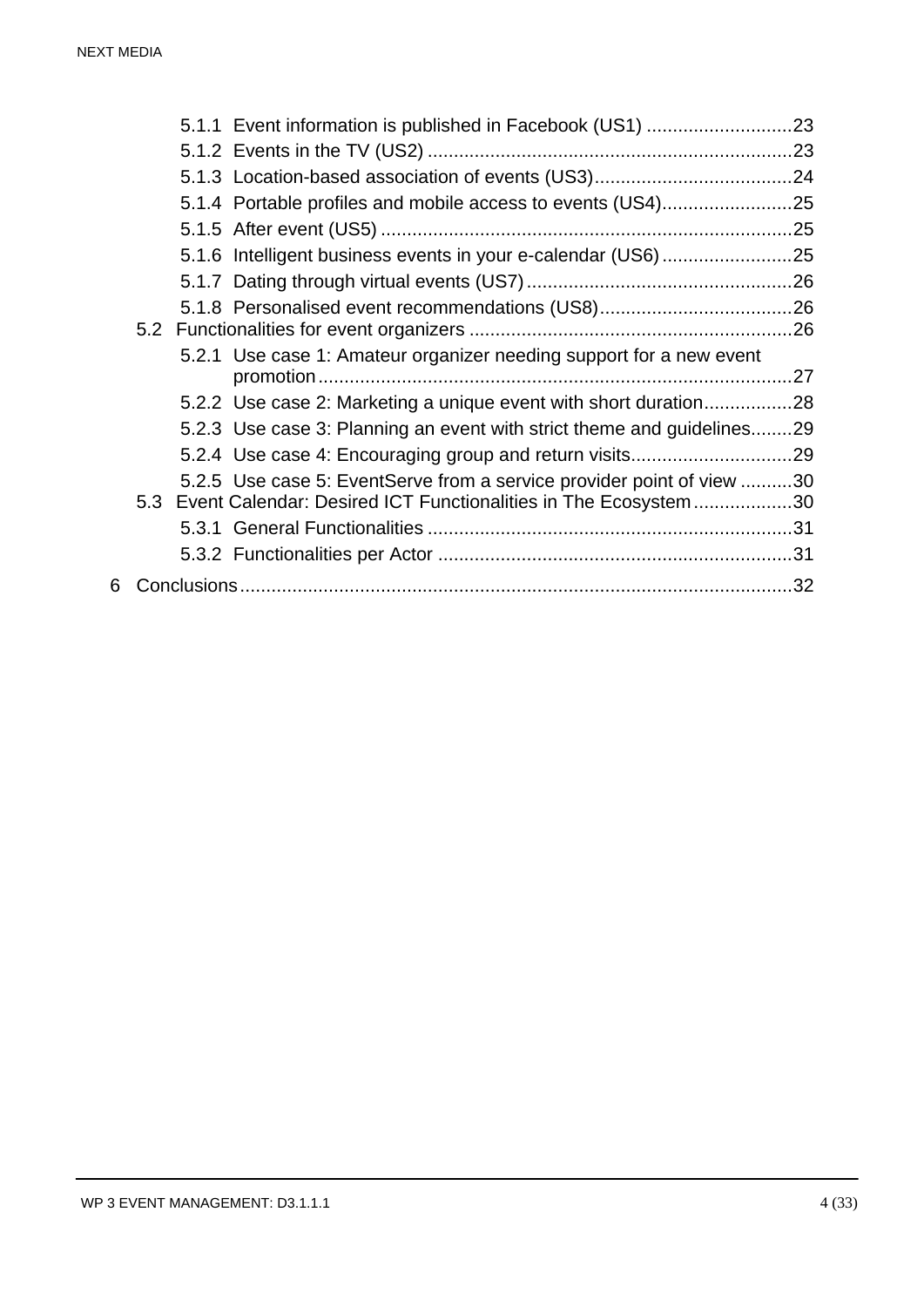5.1.1 Event information is published in Facebook (US1) ............................23
5.1.2 Events in the TV (US2) ......................................................................23
5.1.3 Location-based association of events (US3)......................................24
5.1.4 Portable profiles and mobile access to events (US4).........................25
5.1.5 After event (US5) ...............................................................................25
5.1.6 Intelligent business events in your e-calendar (US6).........................25
5.1.7 Dating through virtual events (US7)...................................................26
5.1.8 Personalised event recommendations (US8).....................................26

5.2 Functionalities for event organizers ..............................................................26

5.2.1 Use case 1: Amateur organizer needing support for a new event promotion...........................................................................................27
5.2.2 Use case 2: Marketing a unique event with short duration.................28
5.2.3 Use case 3: Planning an event with strict theme and guidelines........29
5.2.4 Use case 4: Encouraging group and return visits...............................29
5.2.5 Use case 5: EventServe from a service provider point of view ..........30

5.3 Event Calendar: Desired ICT Functionalities in The Ecosystem...................30

5.3.1 General Functionalities ......................................................................31
5.3.2 Functionalities per Actor ....................................................................31

6 Conclusions.........................................................................................................32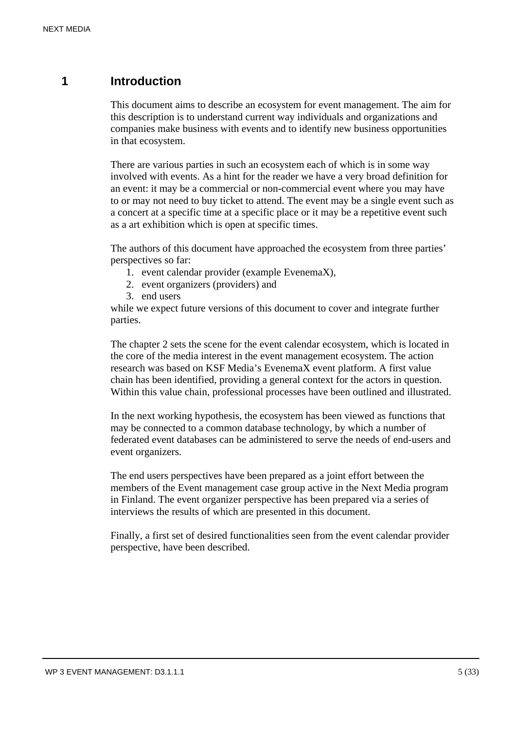# 1 Introduction

This document aims to describe an ecosystem for event management. The aim for this description is to understand current way individuals and organizations and companies make business with events and to identify new business opportunities in that ecosystem.

There are various parties in such an ecosystem each of which is in some way involved with events. As a hint for the reader we have a very broad definition for an event: it may be a commercial or non-commercial event where you may have to or may not need to buy ticket to attend. The event may be a single event such as a concert at a specific time at a specific place or it may be a repetitive event such as a art exhibition which is open at specific times.

The authors of this document have approached the ecosystem from three parties' perspectives so far:

1. event calendar provider (example EvenemaX),
2. event organizers (providers) and
3. end users

while we expect future versions of this document to cover and integrate further parties.

The chapter 2 sets the scene for the event calendar ecosystem, which is located in the core of the media interest in the event management ecosystem. The action research was based on KSF Media's EvenemaX event platform. A first value chain has been identified, providing a general context for the actors in question. Within this value chain, professional processes have been outlined and illustrated.

In the next working hypothesis, the ecosystem has been viewed as functions that may be connected to a common database technology, by which a number of federated event databases can be administered to serve the needs of end-users and event organizers.

The end users perspectives have been prepared as a joint effort between the members of the Event management case group active in the Next Media program in Finland. The event organizer perspective has been prepared via a series of interviews the results of which are presented in this document.

Finally, a first set of desired functionalities seen from the event calendar provider perspective, have been described.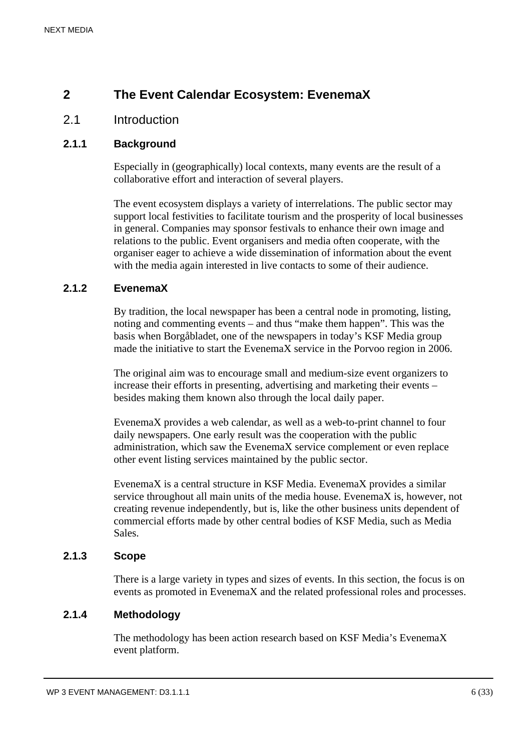# 2 The Event Calendar Ecosystem: EvenemaX

## 2.1 Introduction

### 2.1.1 Background

Especially in (geographically) local contexts, many events are the result of a collaborative effort and interaction of several players.

The event ecosystem displays a variety of interrelations. The public sector may support local festivities to facilitate tourism and the prosperity of local businesses in general. Companies may sponsor festivals to enhance their own image and relations to the public. Event organisers and media often cooperate, with the organiser eager to achieve a wide dissemination of information about the event with the media again interested in live contacts to some of their audience.

### 2.1.2 EvenemaX

By tradition, the local newspaper has been a central node in promoting, listing, noting and commenting events – and thus “make them happen”. This was the basis when Borgåbladet, one of the newspapers in today’s KSF Media group made the initiative to start the EvenemaX service in the Porvoo region in 2006.

The original aim was to encourage small and medium-size event organizers to increase their efforts in presenting, advertising and marketing their events – besides making them known also through the local daily paper.

EvenemaX provides a web calendar, as well as a web-to-print channel to four daily newspapers. One early result was the cooperation with the public administration, which saw the EvenemaX service complement or even replace other event listing services maintained by the public sector.

EvenemaX is a central structure in KSF Media. EvenemaX provides a similar service throughout all main units of the media house. EvenemaX is, however, not creating revenue independently, but is, like the other business units dependent of commercial efforts made by other central bodies of KSF Media, such as Media Sales.

### 2.1.3 Scope

There is a large variety in types and sizes of events. In this section, the focus is on events as promoted in EvenemaX and the related professional roles and processes.

### 2.1.4 Methodology

The methodology has been action research based on KSF Media’s EvenemaX event platform.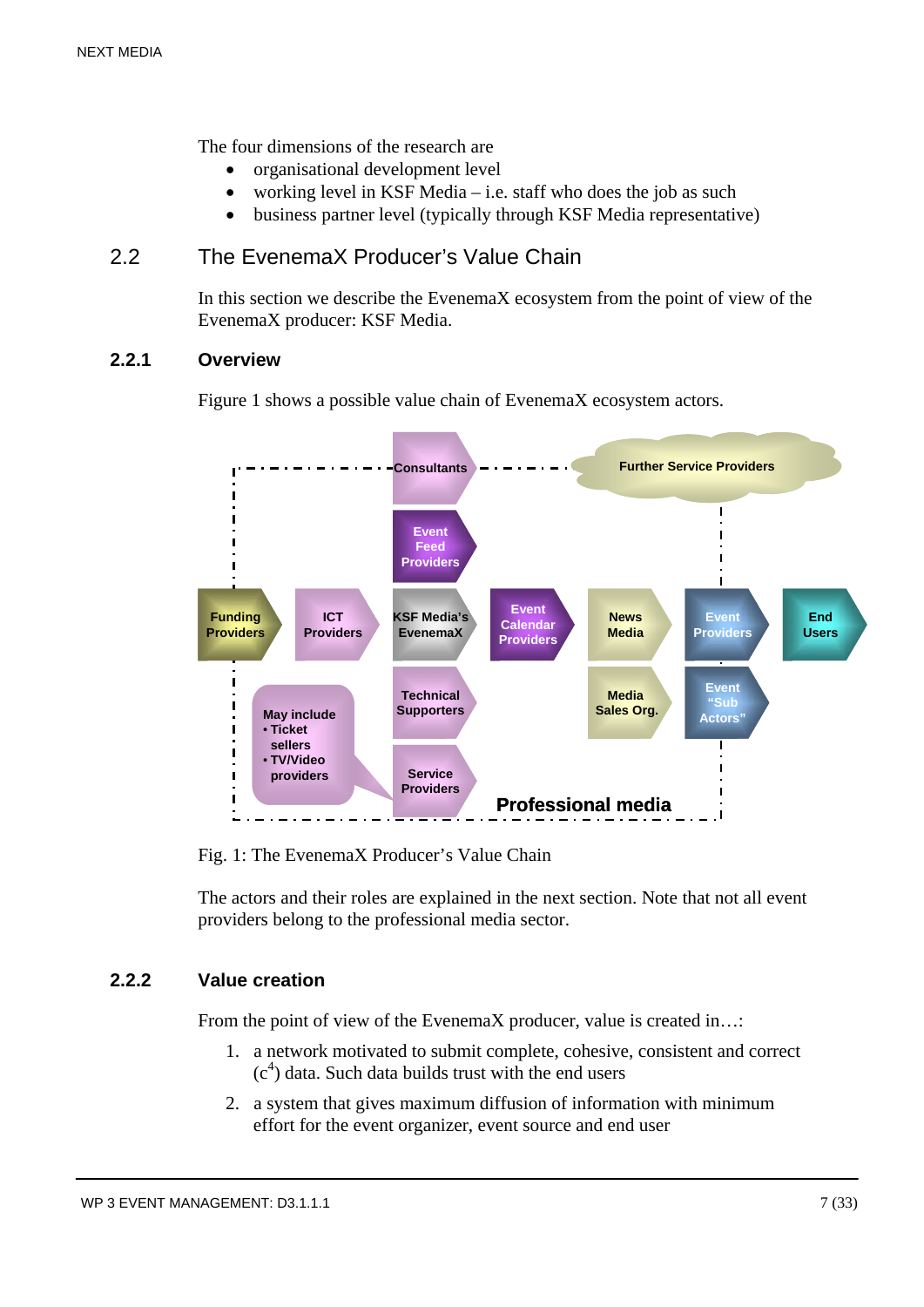The four dimensions of the research are

- organisational development level
- working level in KSF Media – i.e. staff who does the job as such
- business partner level (typically through KSF Media representative)

## 2.2 The EvenemaX Producer's Value Chain

In this section we describe the EvenemaX ecosystem from the point of view of the EvenemaX producer: KSF Media.

### 2.2.1 Overview

Figure 1 shows a possible value chain of EvenemaX ecosystem actors.

Fig. 1: The EvenemaX Producer's Value Chain

The actors and their roles are explained in the next section. Note that not all event providers belong to the professional media sector.

### 2.2.2 Value creation

From the point of view of the EvenemaX producer, value is created in…:

1. a network motivated to submit complete, cohesive, consistent and correct ($c^4$) data. Such data builds trust with the end users
2. a system that gives maximum diffusion of information with minimum effort for the event organizer, event source and end user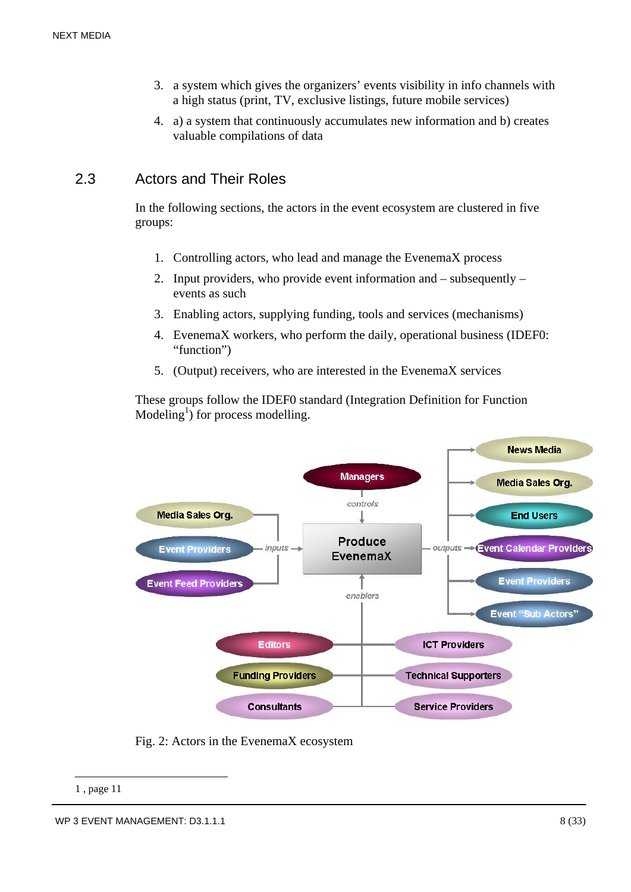3. a system which gives the organizers' events visibility in info channels with a high status (print, TV, exclusive listings, future mobile services)
4. a) a system that continuously accumulates new information and b) creates valuable compilations of data

## 2.3 Actors and Their Roles

In the following sections, the actors in the event ecosystem are clustered in five groups:

1. Controlling actors, who lead and manage the EvenemaX process
2. Input providers, who provide event information and – subsequently – events as such
3. Enabling actors, supplying funding, tools and services (mechanisms)
4. EvenemaX workers, who perform the daily, operational business (IDEF0: "function")
5. (Output) receivers, who are interested in the EvenemaX services

These groups follow the IDEF0 standard (Integration Definition for Function Modeling[1]) for process modelling.

Fig. 2: Actors in the EvenemaX ecosystem

1 , page 11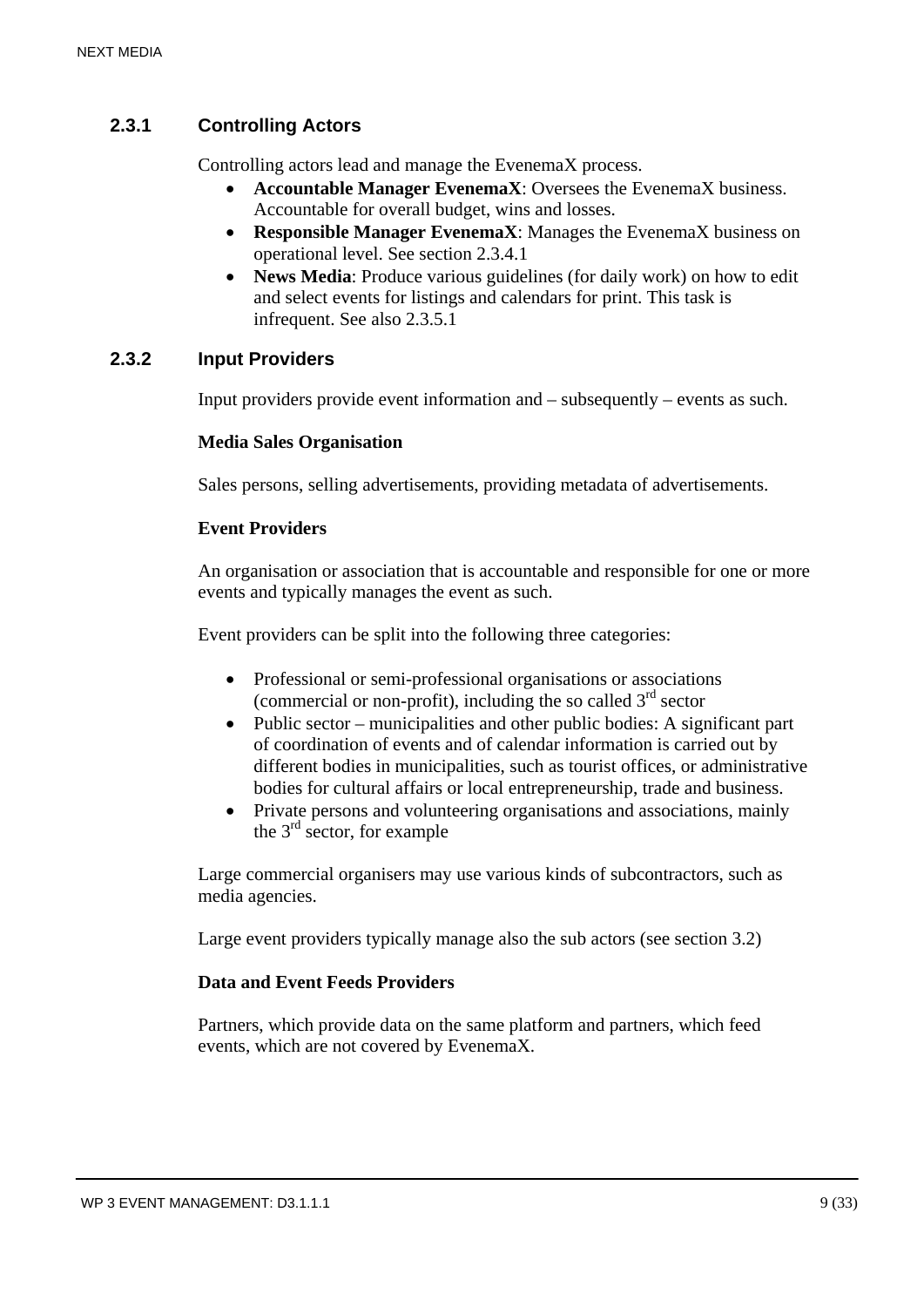### 2.3.1 Controlling Actors

Controlling actors lead and manage the EvenemaX process.

- **Accountable Manager EvenemaX**: Oversees the EvenemaX business. Accountable for overall budget, wins and losses.
- **Responsible Manager EvenemaX**: Manages the EvenemaX business on operational level. See section 2.3.4.1
- **News Media**: Produce various guidelines (for daily work) on how to edit and select events for listings and calendars for print. This task is infrequent. See also 2.3.5.1

### 2.3.2 Input Providers

Input providers provide event information and – subsequently – events as such.

**Media Sales Organisation**

Sales persons, selling advertisements, providing metadata of advertisements.

**Event Providers**

An organisation or association that is accountable and responsible for one or more events and typically manages the event as such.

Event providers can be split into the following three categories:

- Professional or semi-professional organisations or associations (commercial or non-profit), including the so called 3rd sector
- Public sector – municipalities and other public bodies: A significant part of coordination of events and of calendar information is carried out by different bodies in municipalities, such as tourist offices, or administrative bodies for cultural affairs or local entrepreneurship, trade and business.
- Private persons and volunteering organisations and associations, mainly the 3rd sector, for example

Large commercial organisers may use various kinds of subcontractors, such as media agencies.

Large event providers typically manage also the sub actors (see section 3.2)

**Data and Event Feeds Providers**

Partners, which provide data on the same platform and partners, which feed events, which are not covered by EvenemaX.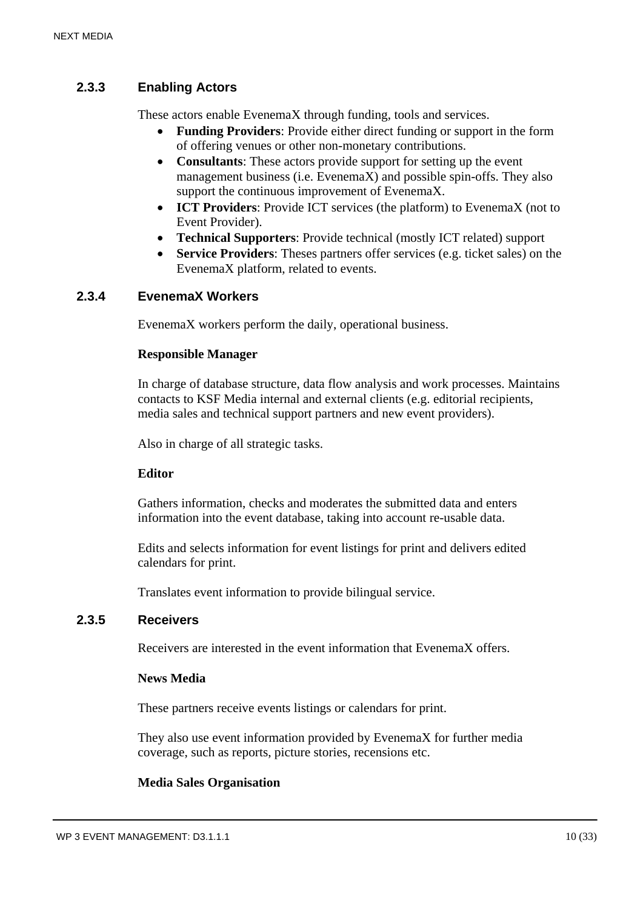### 2.3.3 Enabling Actors

These actors enable EvenemaX through funding, tools and services.

- **Funding Providers**: Provide either direct funding or support in the form of offering venues or other non-monetary contributions.
- **Consultants**: These actors provide support for setting up the event management business (i.e. EvenemaX) and possible spin-offs. They also support the continuous improvement of EvenemaX.
- **ICT Providers**: Provide ICT services (the platform) to EvenemaX (not to Event Provider).
- **Technical Supporters**: Provide technical (mostly ICT related) support
- **Service Providers**: Theses partners offer services (e.g. ticket sales) on the EvenemaX platform, related to events.

### 2.3.4 EvenemaX Workers

EvenemaX workers perform the daily, operational business.

**Responsible Manager**

In charge of database structure, data flow analysis and work processes. Maintains contacts to KSF Media internal and external clients (e.g. editorial recipients, media sales and technical support partners and new event providers).

Also in charge of all strategic tasks.

**Editor**

Gathers information, checks and moderates the submitted data and enters information into the event database, taking into account re-usable data.

Edits and selects information for event listings for print and delivers edited calendars for print.

Translates event information to provide bilingual service.

### 2.3.5 Receivers

Receivers are interested in the event information that EvenemaX offers.

**News Media**

These partners receive events listings or calendars for print.

They also use event information provided by EvenemaX for further media coverage, such as reports, picture stories, recensions etc.

**Media Sales Organisation**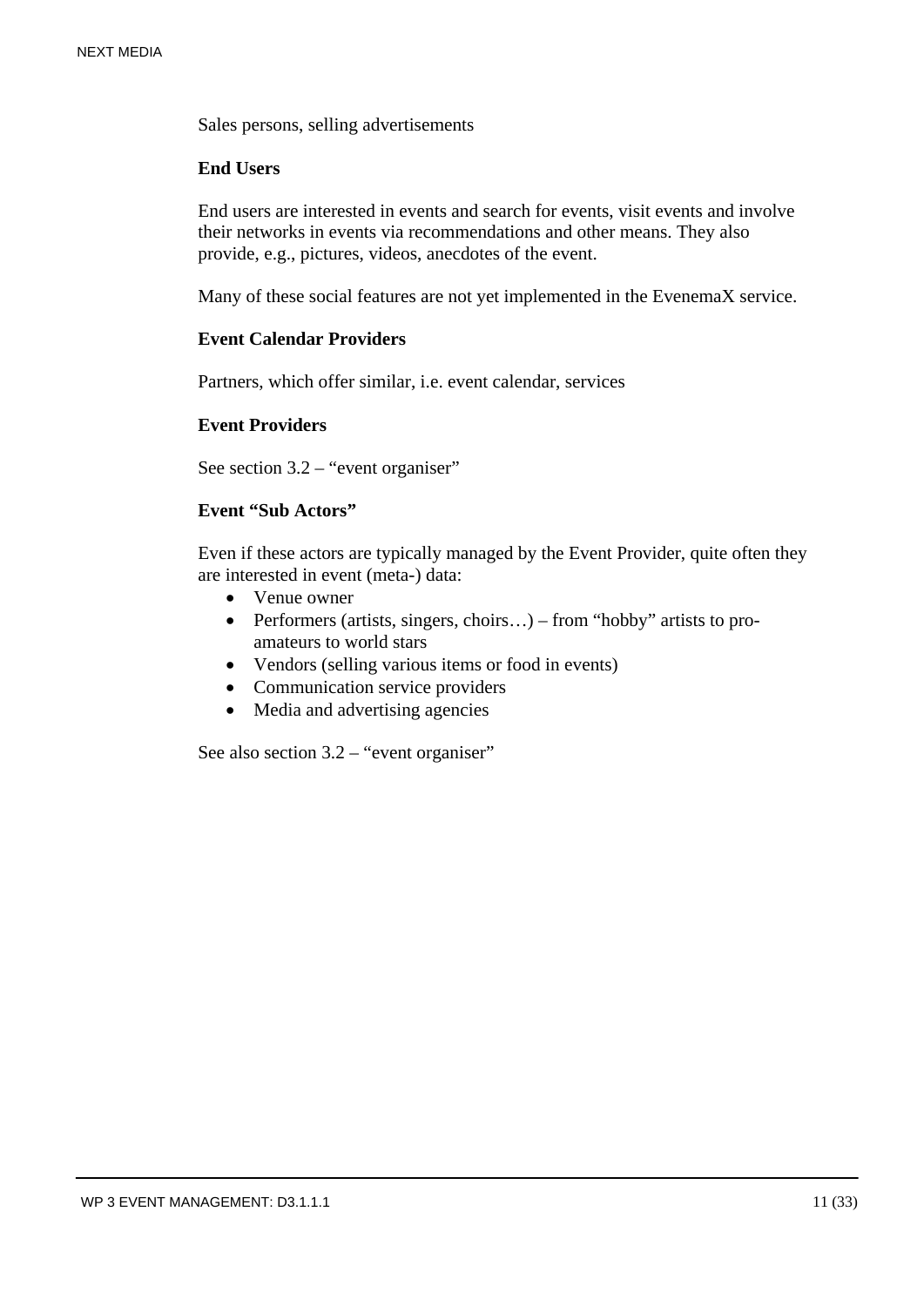Sales persons, selling advertisements

**End Users**

End users are interested in events and search for events, visit events and involve their networks in events via recommendations and other means. They also provide, e.g., pictures, videos, anecdotes of the event.

Many of these social features are not yet implemented in the EvenemaX service.

**Event Calendar Providers**

Partners, which offer similar, i.e. event calendar, services

**Event Providers**

See section 3.2 – "event organiser"

**Event "Sub Actors"**

Even if these actors are typically managed by the Event Provider, quite often they are interested in event (meta-) data:

- Venue owner
- Performers (artists, singers, choirs…) – from "hobby" artists to pro-amateurs to world stars
- Vendors (selling various items or food in events)
- Communication service providers
- Media and advertising agencies

See also section 3.2 – "event organiser"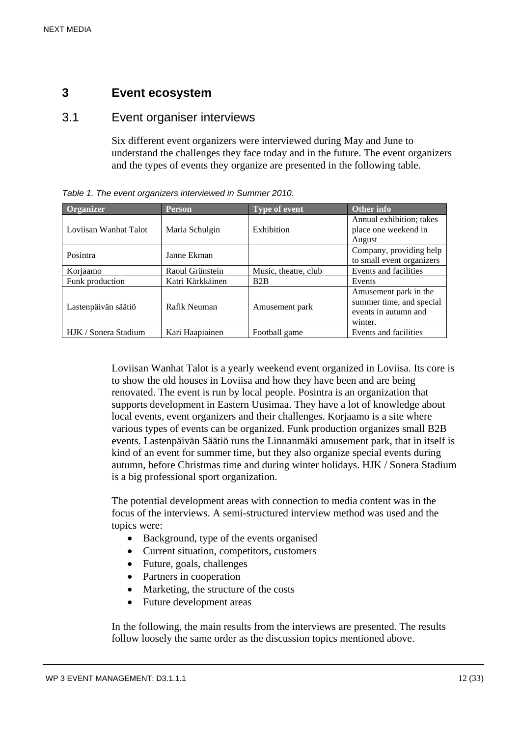# 3 Event ecosystem

## 3.1 Event organiser interviews

Six different event organizers were interviewed during May and June to understand the challenges they face today and in the future. The event organizers and the types of events they organize are presented in the following table.

*Table 1. The event organizers interviewed in Summer 2010.*

| Organizer | Person | Type of event | Other info |
|---|---|---|---|
| Loviisan Wanhat Talot | Maria Schulgin | Exhibition | Annual exhibition; takes place one weekend in August |
| Posintra | Janne Ekman | | Company, providing help to small event organizers |
| Korjaamo | Raoul Grünstein | Music, theatre, club | Events and facilities |
| Funk production | Katri Kärkkäinen | B2B | Events |
| Lastenpäivän säätiö | Rafik Neuman | Amusement park | Amusement park in the summer time, and special events in autumn and winter. |
| HJK / Sonera Stadium | Kari Haapiainen | Football game | Events and facilities |

Loviisan Wanhat Talot is a yearly weekend event organized in Loviisa. Its core is to show the old houses in Loviisa and how they have been and are being renovated. The event is run by local people. Posintra is an organization that supports development in Eastern Uusimaa. They have a lot of knowledge about local events, event organizers and their challenges. Korjaamo is a site where various types of events can be organized. Funk production organizes small B2B events. Lastenpäivän Säätiö runs the Linnanmäki amusement park, that in itself is kind of an event for summer time, but they also organize special events during autumn, before Christmas time and during winter holidays. HJK / Sonera Stadium is a big professional sport organization.

The potential development areas with connection to media content was in the focus of the interviews. A semi-structured interview method was used and the topics were:

- Background, type of the events organised
- Current situation, competitors, customers
- Future, goals, challenges
- Partners in cooperation
- Marketing, the structure of the costs
- Future development areas

In the following, the main results from the interviews are presented. The results follow loosely the same order as the discussion topics mentioned above.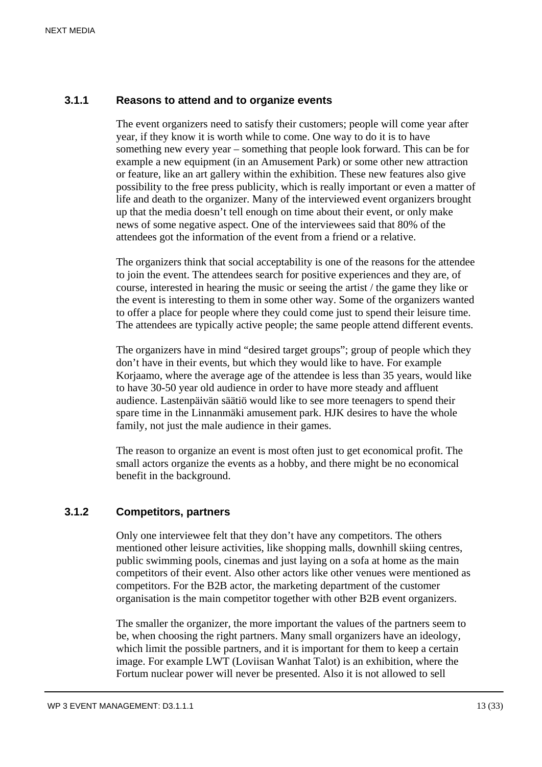### 3.1.1 Reasons to attend and to organize events

The event organizers need to satisfy their customers; people will come year after year, if they know it is worth while to come. One way to do it is to have something new every year – something that people look forward. This can be for example a new equipment (in an Amusement Park) or some other new attraction or feature, like an art gallery within the exhibition. These new features also give possibility to the free press publicity, which is really important or even a matter of life and death to the organizer. Many of the interviewed event organizers brought up that the media doesn't tell enough on time about their event, or only make news of some negative aspect. One of the interviewees said that 80% of the attendees got the information of the event from a friend or a relative.

The organizers think that social acceptability is one of the reasons for the attendee to join the event. The attendees search for positive experiences and they are, of course, interested in hearing the music or seeing the artist / the game they like or the event is interesting to them in some other way. Some of the organizers wanted to offer a place for people where they could come just to spend their leisure time. The attendees are typically active people; the same people attend different events.

The organizers have in mind "desired target groups"; group of people which they don't have in their events, but which they would like to have. For example Korjaamo, where the average age of the attendee is less than 35 years, would like to have 30-50 year old audience in order to have more steady and affluent audience. Lastenpäivän säätiö would like to see more teenagers to spend their spare time in the Linnanmäki amusement park. HJK desires to have the whole family, not just the male audience in their games.

The reason to organize an event is most often just to get economical profit. The small actors organize the events as a hobby, and there might be no economical benefit in the background.

### 3.1.2 Competitors, partners

Only one interviewee felt that they don't have any competitors. The others mentioned other leisure activities, like shopping malls, downhill skiing centres, public swimming pools, cinemas and just laying on a sofa at home as the main competitors of their event. Also other actors like other venues were mentioned as competitors. For the B2B actor, the marketing department of the customer organisation is the main competitor together with other B2B event organizers.

The smaller the organizer, the more important the values of the partners seem to be, when choosing the right partners. Many small organizers have an ideology, which limit the possible partners, and it is important for them to keep a certain image. For example LWT (Loviisan Wanhat Talot) is an exhibition, where the Fortum nuclear power will never be presented. Also it is not allowed to sell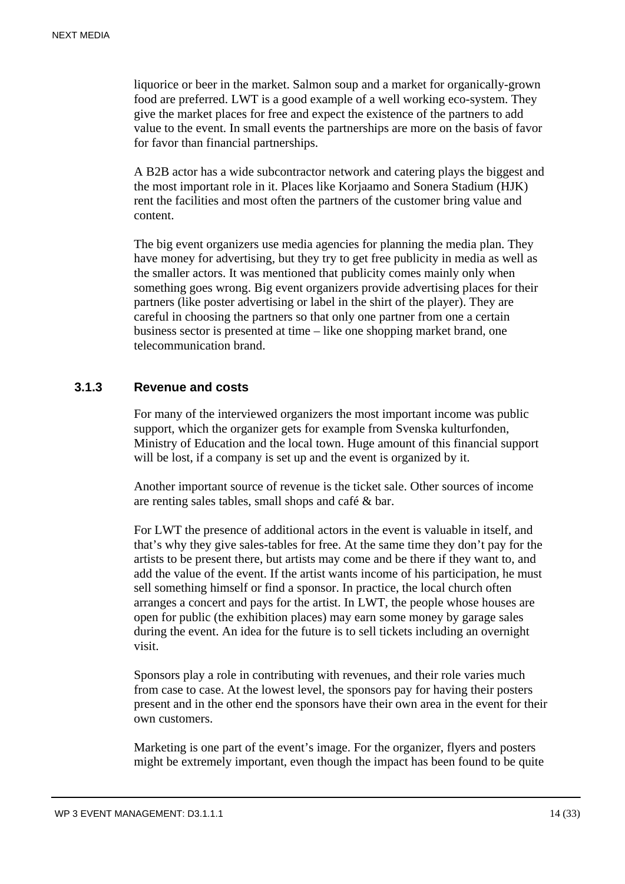liquorice or beer in the market. Salmon soup and a market for organically-grown food are preferred. LWT is a good example of a well working eco-system. They give the market places for free and expect the existence of the partners to add value to the event. In small events the partnerships are more on the basis of favor for favor than financial partnerships.

A B2B actor has a wide subcontractor network and catering plays the biggest and the most important role in it. Places like Korjaamo and Sonera Stadium (HJK) rent the facilities and most often the partners of the customer bring value and content.

The big event organizers use media agencies for planning the media plan. They have money for advertising, but they try to get free publicity in media as well as the smaller actors. It was mentioned that publicity comes mainly only when something goes wrong. Big event organizers provide advertising places for their partners (like poster advertising or label in the shirt of the player). They are careful in choosing the partners so that only one partner from one a certain business sector is presented at time – like one shopping market brand, one telecommunication brand.

### 3.1.3 Revenue and costs

For many of the interviewed organizers the most important income was public support, which the organizer gets for example from Svenska kulturfonden, Ministry of Education and the local town. Huge amount of this financial support will be lost, if a company is set up and the event is organized by it.

Another important source of revenue is the ticket sale. Other sources of income are renting sales tables, small shops and café & bar.

For LWT the presence of additional actors in the event is valuable in itself, and that's why they give sales-tables for free. At the same time they don't pay for the artists to be present there, but artists may come and be there if they want to, and add the value of the event. If the artist wants income of his participation, he must sell something himself or find a sponsor. In practice, the local church often arranges a concert and pays for the artist. In LWT, the people whose houses are open for public (the exhibition places) may earn some money by garage sales during the event. An idea for the future is to sell tickets including an overnight visit.

Sponsors play a role in contributing with revenues, and their role varies much from case to case. At the lowest level, the sponsors pay for having their posters present and in the other end the sponsors have their own area in the event for their own customers.

Marketing is one part of the event's image. For the organizer, flyers and posters might be extremely important, even though the impact has been found to be quite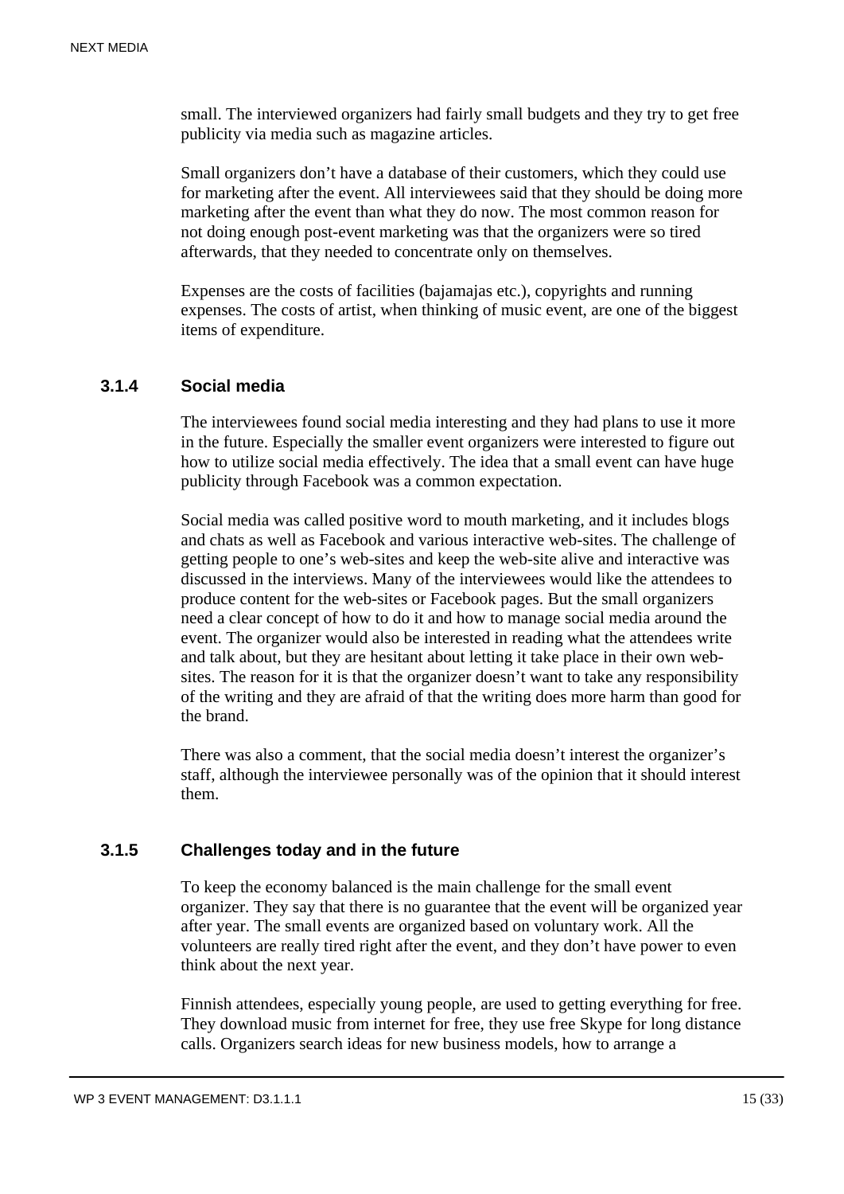small. The interviewed organizers had fairly small budgets and they try to get free publicity via media such as magazine articles.

Small organizers don't have a database of their customers, which they could use for marketing after the event. All interviewees said that they should be doing more marketing after the event than what they do now. The most common reason for not doing enough post-event marketing was that the organizers were so tired afterwards, that they needed to concentrate only on themselves.

Expenses are the costs of facilities (bajamajas etc.), copyrights and running expenses. The costs of artist, when thinking of music event, are one of the biggest items of expenditure.

### 3.1.4 Social media

The interviewees found social media interesting and they had plans to use it more in the future. Especially the smaller event organizers were interested to figure out how to utilize social media effectively. The idea that a small event can have huge publicity through Facebook was a common expectation.

Social media was called positive word to mouth marketing, and it includes blogs and chats as well as Facebook and various interactive web-sites. The challenge of getting people to one's web-sites and keep the web-site alive and interactive was discussed in the interviews. Many of the interviewees would like the attendees to produce content for the web-sites or Facebook pages. But the small organizers need a clear concept of how to do it and how to manage social media around the event. The organizer would also be interested in reading what the attendees write and talk about, but they are hesitant about letting it take place in their own web-sites. The reason for it is that the organizer doesn't want to take any responsibility of the writing and they are afraid of that the writing does more harm than good for the brand.

There was also a comment, that the social media doesn't interest the organizer's staff, although the interviewee personally was of the opinion that it should interest them.

### 3.1.5 Challenges today and in the future

To keep the economy balanced is the main challenge for the small event organizer. They say that there is no guarantee that the event will be organized year after year. The small events are organized based on voluntary work. All the volunteers are really tired right after the event, and they don't have power to even think about the next year.

Finnish attendees, especially young people, are used to getting everything for free. They download music from internet for free, they use free Skype for long distance calls. Organizers search ideas for new business models, how to arrange a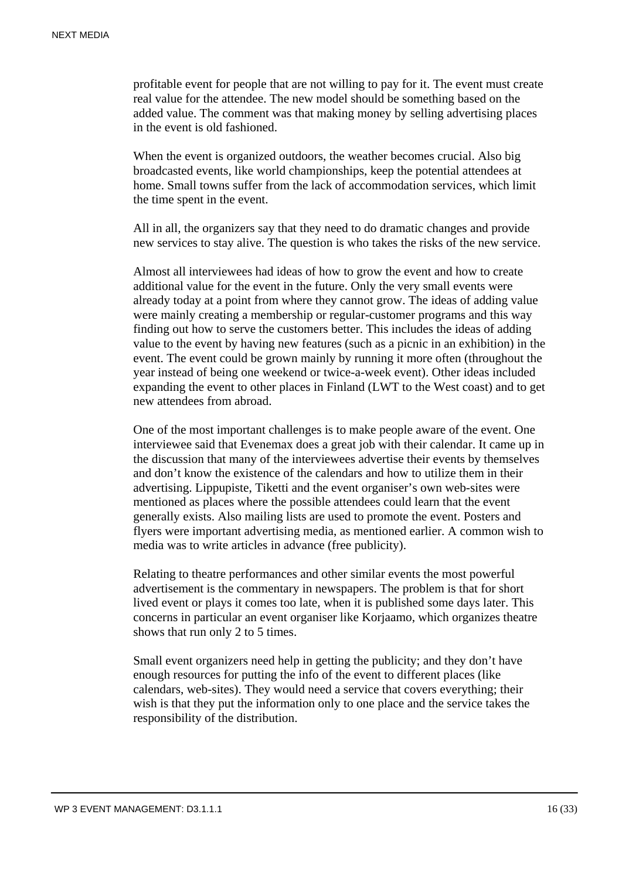profitable event for people that are not willing to pay for it. The event must create real value for the attendee. The new model should be something based on the added value. The comment was that making money by selling advertising places in the event is old fashioned.

When the event is organized outdoors, the weather becomes crucial. Also big broadcasted events, like world championships, keep the potential attendees at home. Small towns suffer from the lack of accommodation services, which limit the time spent in the event.

All in all, the organizers say that they need to do dramatic changes and provide new services to stay alive. The question is who takes the risks of the new service.

Almost all interviewees had ideas of how to grow the event and how to create additional value for the event in the future. Only the very small events were already today at a point from where they cannot grow. The ideas of adding value were mainly creating a membership or regular-customer programs and this way finding out how to serve the customers better. This includes the ideas of adding value to the event by having new features (such as a picnic in an exhibition) in the event. The event could be grown mainly by running it more often (throughout the year instead of being one weekend or twice-a-week event). Other ideas included expanding the event to other places in Finland (LWT to the West coast) and to get new attendees from abroad.

One of the most important challenges is to make people aware of the event. One interviewee said that Evenemax does a great job with their calendar. It came up in the discussion that many of the interviewees advertise their events by themselves and don't know the existence of the calendars and how to utilize them in their advertising. Lippupiste, Tiketti and the event organiser's own web-sites were mentioned as places where the possible attendees could learn that the event generally exists. Also mailing lists are used to promote the event. Posters and flyers were important advertising media, as mentioned earlier. A common wish to media was to write articles in advance (free publicity).

Relating to theatre performances and other similar events the most powerful advertisement is the commentary in newspapers. The problem is that for short lived event or plays it comes too late, when it is published some days later. This concerns in particular an event organiser like Korjaamo, which organizes theatre shows that run only 2 to 5 times.

Small event organizers need help in getting the publicity; and they don't have enough resources for putting the info of the event to different places (like calendars, web-sites). They would need a service that covers everything; their wish is that they put the information only to one place and the service takes the responsibility of the distribution.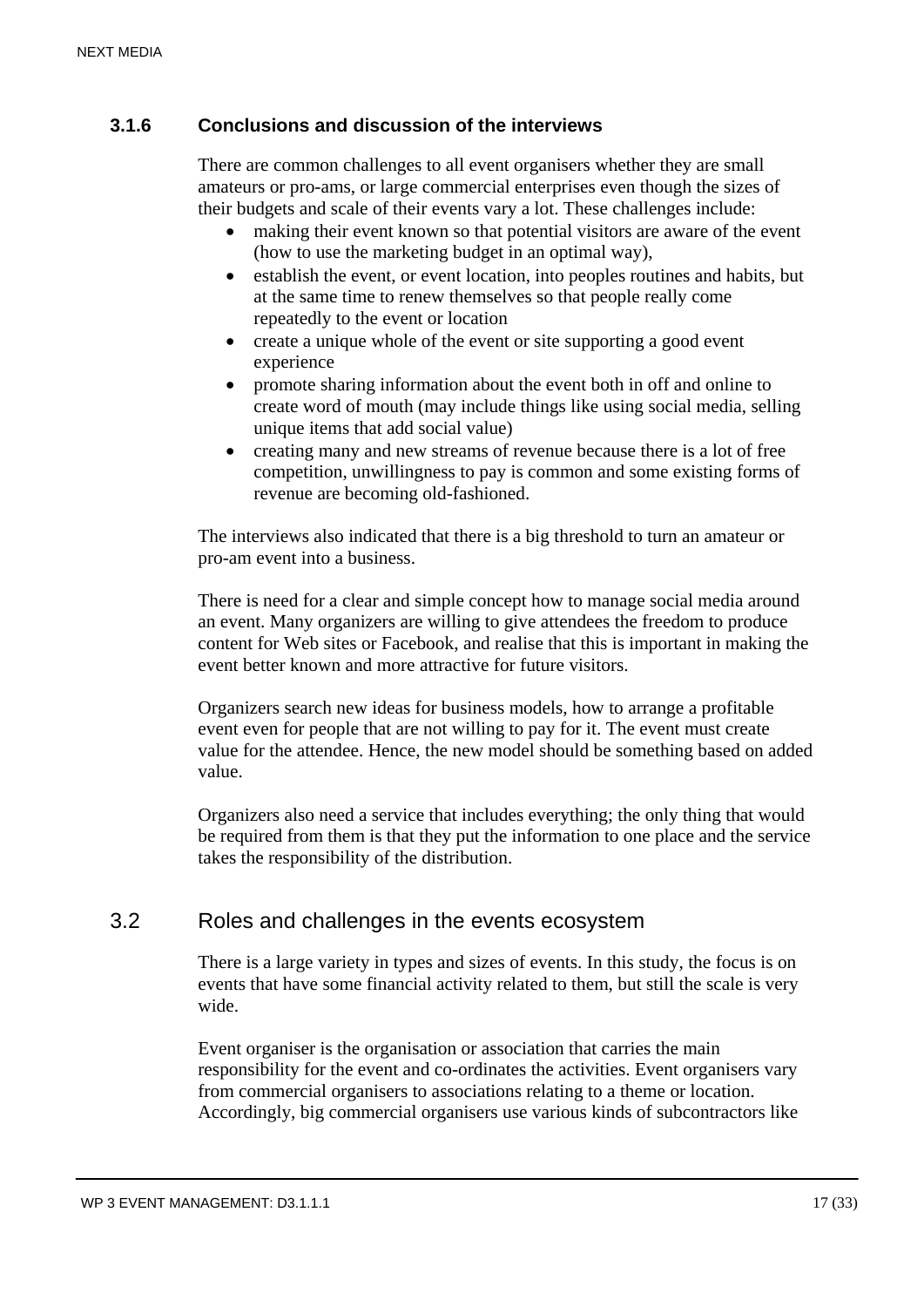### 3.1.6 Conclusions and discussion of the interviews

There are common challenges to all event organisers whether they are small amateurs or pro-ams, or large commercial enterprises even though the sizes of their budgets and scale of their events vary a lot. These challenges include:

- making their event known so that potential visitors are aware of the event (how to use the marketing budget in an optimal way),
- establish the event, or event location, into peoples routines and habits, but at the same time to renew themselves so that people really come repeatedly to the event or location
- create a unique whole of the event or site supporting a good event experience
- promote sharing information about the event both in off and online to create word of mouth (may include things like using social media, selling unique items that add social value)
- creating many and new streams of revenue because there is a lot of free competition, unwillingness to pay is common and some existing forms of revenue are becoming old-fashioned.

The interviews also indicated that there is a big threshold to turn an amateur or pro-am event into a business.

There is need for a clear and simple concept how to manage social media around an event. Many organizers are willing to give attendees the freedom to produce content for Web sites or Facebook, and realise that this is important in making the event better known and more attractive for future visitors.

Organizers search new ideas for business models, how to arrange a profitable event even for people that are not willing to pay for it. The event must create value for the attendee. Hence, the new model should be something based on added value.

Organizers also need a service that includes everything; the only thing that would be required from them is that they put the information to one place and the service takes the responsibility of the distribution.

## 3.2 Roles and challenges in the events ecosystem

There is a large variety in types and sizes of events. In this study, the focus is on events that have some financial activity related to them, but still the scale is very wide.

Event organiser is the organisation or association that carries the main responsibility for the event and co-ordinates the activities. Event organisers vary from commercial organisers to associations relating to a theme or location. Accordingly, big commercial organisers use various kinds of subcontractors like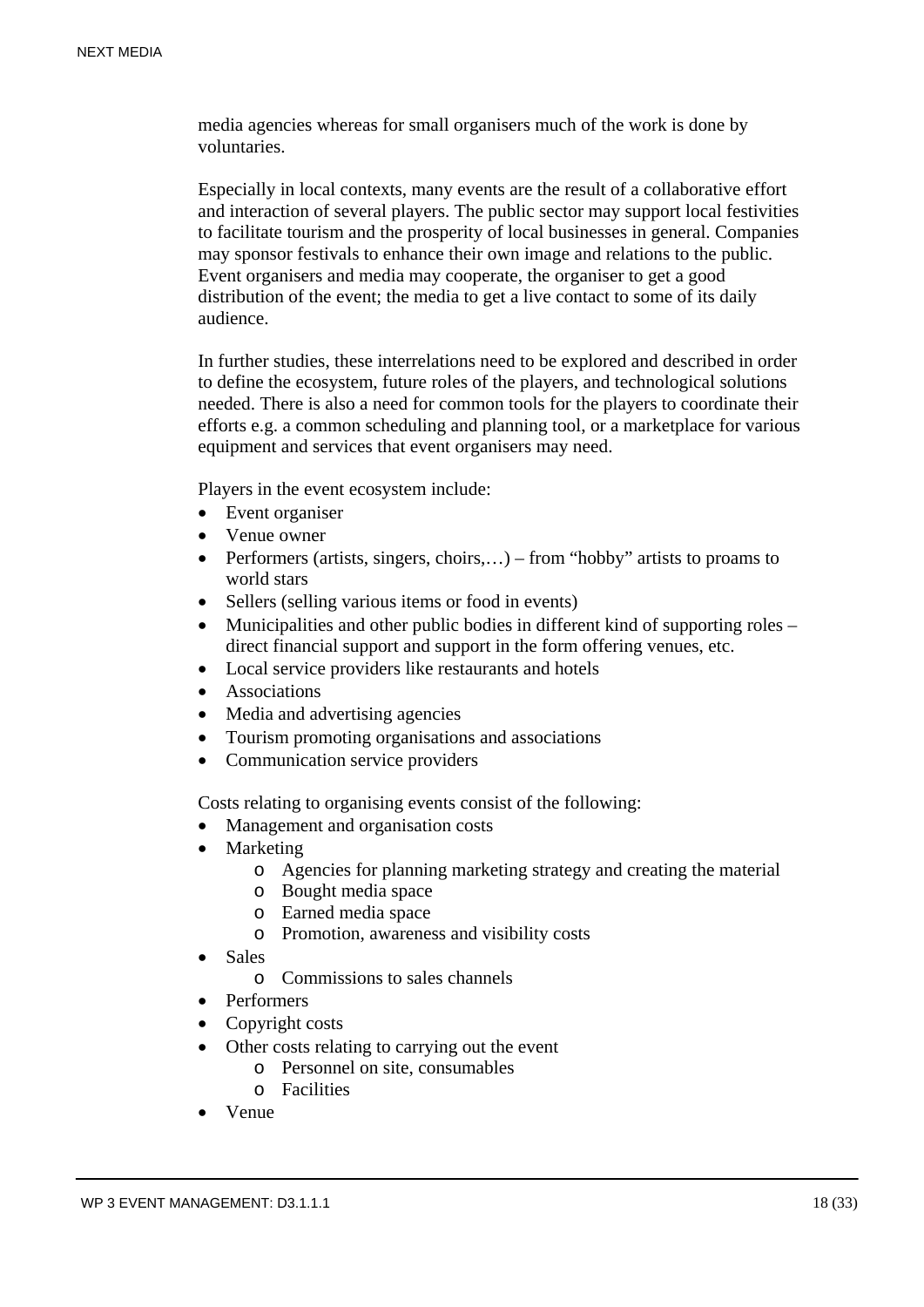media agencies whereas for small organisers much of the work is done by voluntaries.

Especially in local contexts, many events are the result of a collaborative effort and interaction of several players. The public sector may support local festivities to facilitate tourism and the prosperity of local businesses in general. Companies may sponsor festivals to enhance their own image and relations to the public. Event organisers and media may cooperate, the organiser to get a good distribution of the event; the media to get a live contact to some of its daily audience.

In further studies, these interrelations need to be explored and described in order to define the ecosystem, future roles of the players, and technological solutions needed. There is also a need for common tools for the players to coordinate their efforts e.g. a common scheduling and planning tool, or a marketplace for various equipment and services that event organisers may need.

Players in the event ecosystem include:

- Event organiser
- Venue owner
- Performers (artists, singers, choirs,…) – from "hobby" artists to proams to world stars
- Sellers (selling various items or food in events)
- Municipalities and other public bodies in different kind of supporting roles – direct financial support and support in the form offering venues, etc.
- Local service providers like restaurants and hotels
- Associations
- Media and advertising agencies
- Tourism promoting organisations and associations
- Communication service providers

Costs relating to organising events consist of the following:

- Management and organisation costs
- Marketing
    - Agencies for planning marketing strategy and creating the material
    - Bought media space
    - Earned media space
    - Promotion, awareness and visibility costs
- Sales
    - Commissions to sales channels
- Performers
- Copyright costs
- Other costs relating to carrying out the event
    - Personnel on site, consumables
    - Facilities
- Venue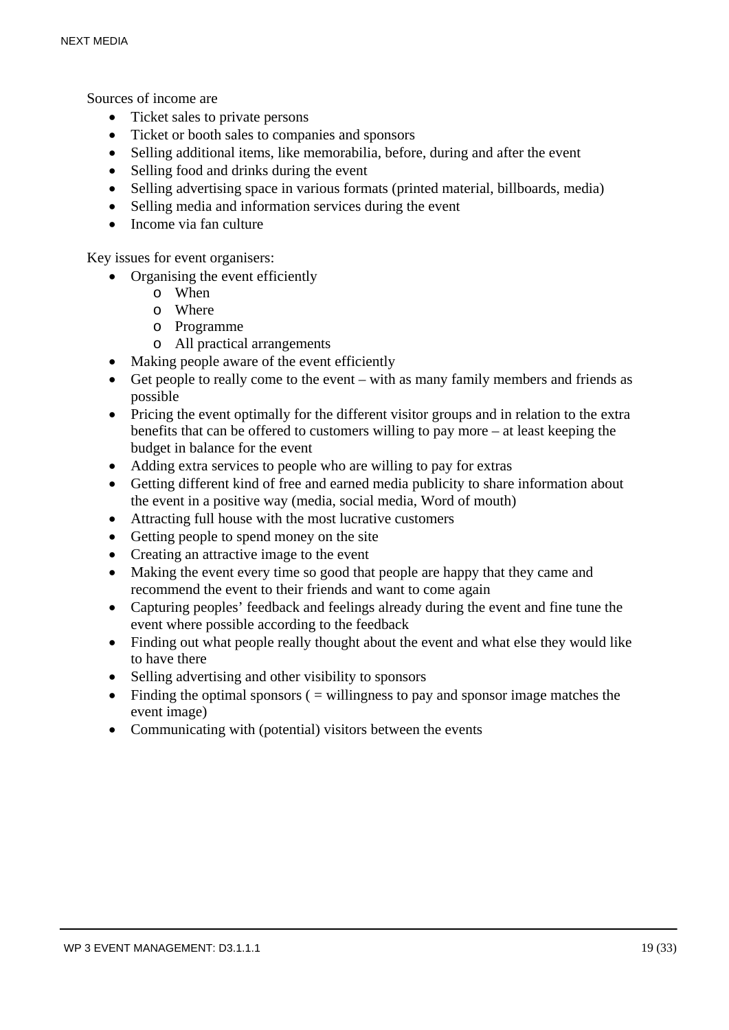Sources of income are

- Ticket sales to private persons
- Ticket or booth sales to companies and sponsors
- Selling additional items, like memorabilia, before, during and after the event
- Selling food and drinks during the event
- Selling advertising space in various formats (printed material, billboards, media)
- Selling media and information services during the event
- Income via fan culture

Key issues for event organisers:

- Organising the event efficiently
  - When
  - Where
  - Programme
  - All practical arrangements
- Making people aware of the event efficiently
- Get people to really come to the event – with as many family members and friends as possible
- Pricing the event optimally for the different visitor groups and in relation to the extra benefits that can be offered to customers willing to pay more – at least keeping the budget in balance for the event
- Adding extra services to people who are willing to pay for extras
- Getting different kind of free and earned media publicity to share information about the event in a positive way (media, social media, Word of mouth)
- Attracting full house with the most lucrative customers
- Getting people to spend money on the site
- Creating an attractive image to the event
- Making the event every time so good that people are happy that they came and recommend the event to their friends and want to come again
- Capturing peoples' feedback and feelings already during the event and fine tune the event where possible according to the feedback
- Finding out what people really thought about the event and what else they would like to have there
- Selling advertising and other visibility to sponsors
- Finding the optimal sponsors ( = willingness to pay and sponsor image matches the event image)
- Communicating with (potential) visitors between the events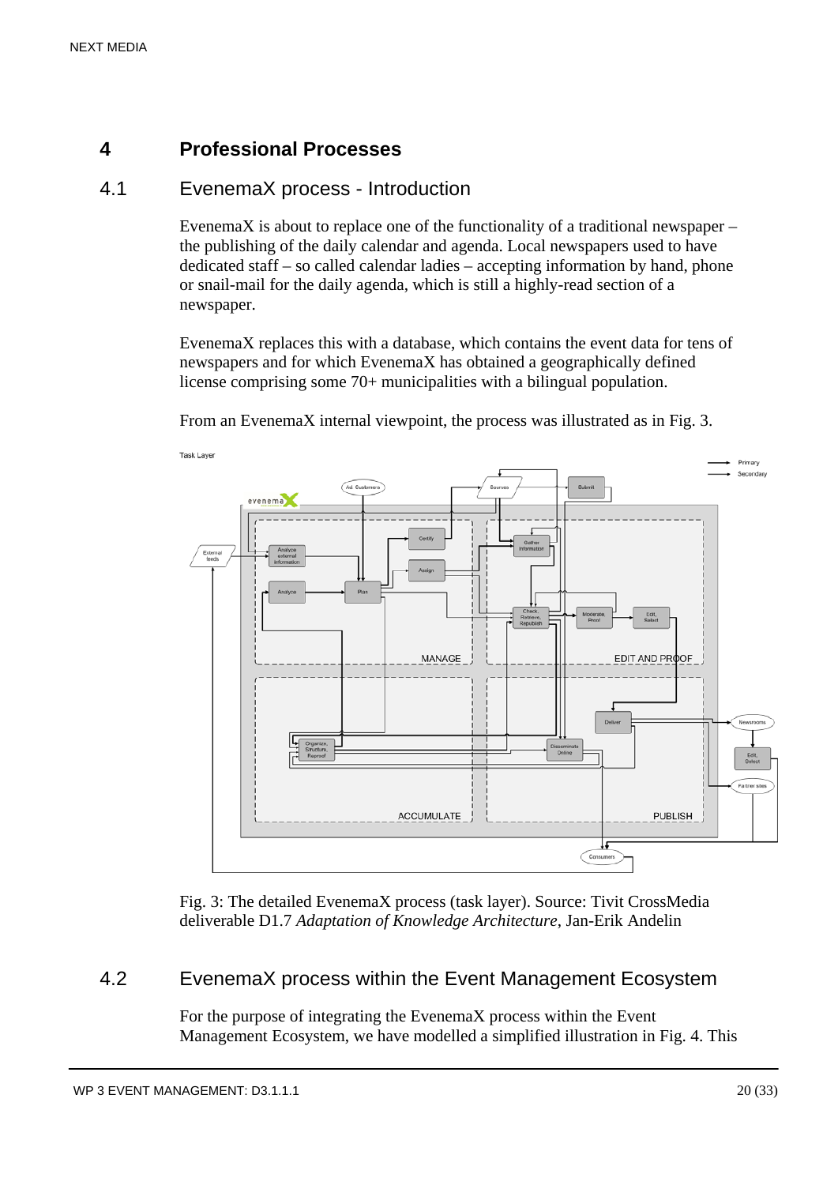# 4 Professional Processes

## 4.1 EvenemaX process - Introduction

EvenemaX is about to replace one of the functionality of a traditional newspaper – the publishing of the daily calendar and agenda. Local newspapers used to have dedicated staff – so called calendar ladies – accepting information by hand, phone or snail-mail for the daily agenda, which is still a highly-read section of a newspaper.

EvenemaX replaces this with a database, which contains the event data for tens of newspapers and for which EvenemaX has obtained a geographically defined license comprising some 70+ municipalities with a bilingual population.

From an EvenemaX internal viewpoint, the process was illustrated as in Fig. 3.

Fig. 3: The detailed EvenemaX process (task layer). Source: Tivit CrossMedia deliverable D1.7 *Adaptation of Knowledge Architecture*, Jan-Erik Andelin

## 4.2 EvenemaX process within the Event Management Ecosystem

For the purpose of integrating the EvenemaX process within the Event Management Ecosystem, we have modelled a simplified illustration in Fig. 4. This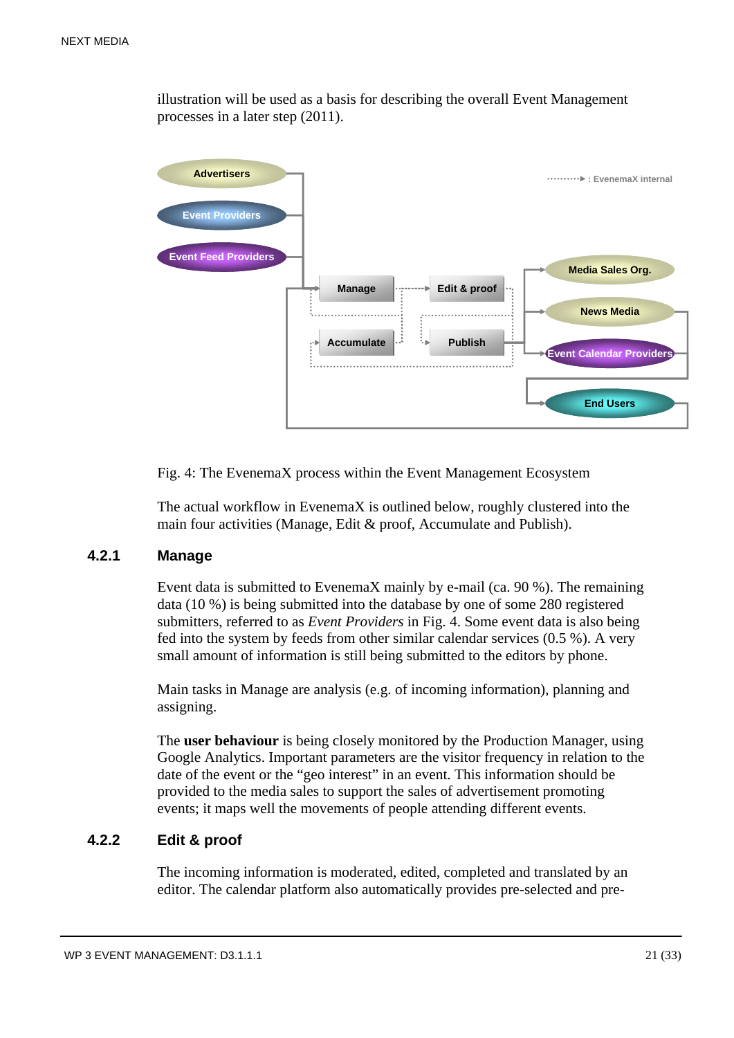illustration will be used as a basis for describing the overall Event Management processes in a later step (2011).

Fig. 4: The EvenemaX process within the Event Management Ecosystem

The actual workflow in EvenemaX is outlined below, roughly clustered into the main four activities (Manage, Edit & proof, Accumulate and Publish).

### 4.2.1 Manage

Event data is submitted to EvenemaX mainly by e-mail (ca. 90 %). The remaining data (10 %) is being submitted into the database by one of some 280 registered submitters, referred to as *Event Providers* in Fig. 4. Some event data is also being fed into the system by feeds from other similar calendar services (0.5 %). A very small amount of information is still being submitted to the editors by phone.

Main tasks in Manage are analysis (e.g. of incoming information), planning and assigning.

The **user behaviour** is being closely monitored by the Production Manager, using Google Analytics. Important parameters are the visitor frequency in relation to the date of the event or the “geo interest” in an event. This information should be provided to the media sales to support the sales of advertisement promoting events; it maps well the movements of people attending different events.

### 4.2.2 Edit & proof

The incoming information is moderated, edited, completed and translated by an editor. The calendar platform also automatically provides pre-selected and pre-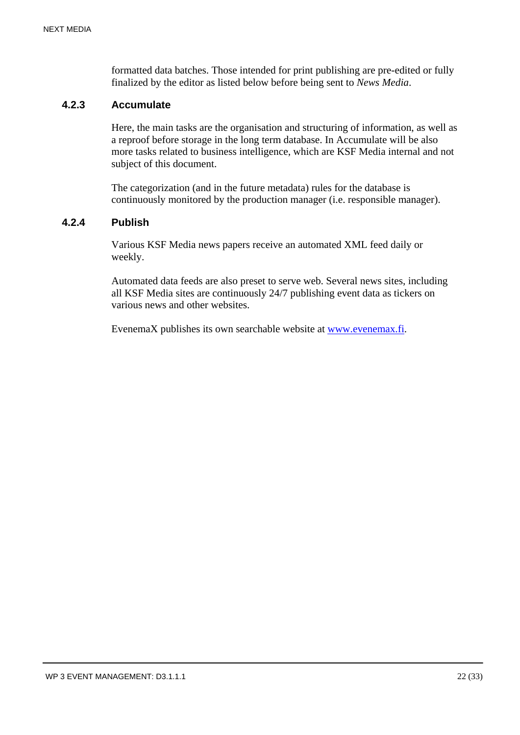formatted data batches. Those intended for print publishing are pre-edited or fully finalized by the editor as listed below before being sent to *News Media*.

### 4.2.3 Accumulate

Here, the main tasks are the organisation and structuring of information, as well as a reproof before storage in the long term database. In Accumulate will be also more tasks related to business intelligence, which are KSF Media internal and not subject of this document.

The categorization (and in the future metadata) rules for the database is continuously monitored by the production manager (i.e. responsible manager).

### 4.2.4 Publish

Various KSF Media news papers receive an automated XML feed daily or weekly.

Automated data feeds are also preset to serve web. Several news sites, including all KSF Media sites are continuously 24/7 publishing event data as tickers on various news and other websites.

EvenemaX publishes its own searchable website at [www.evenemax.fi](http://www.evenemax.fi).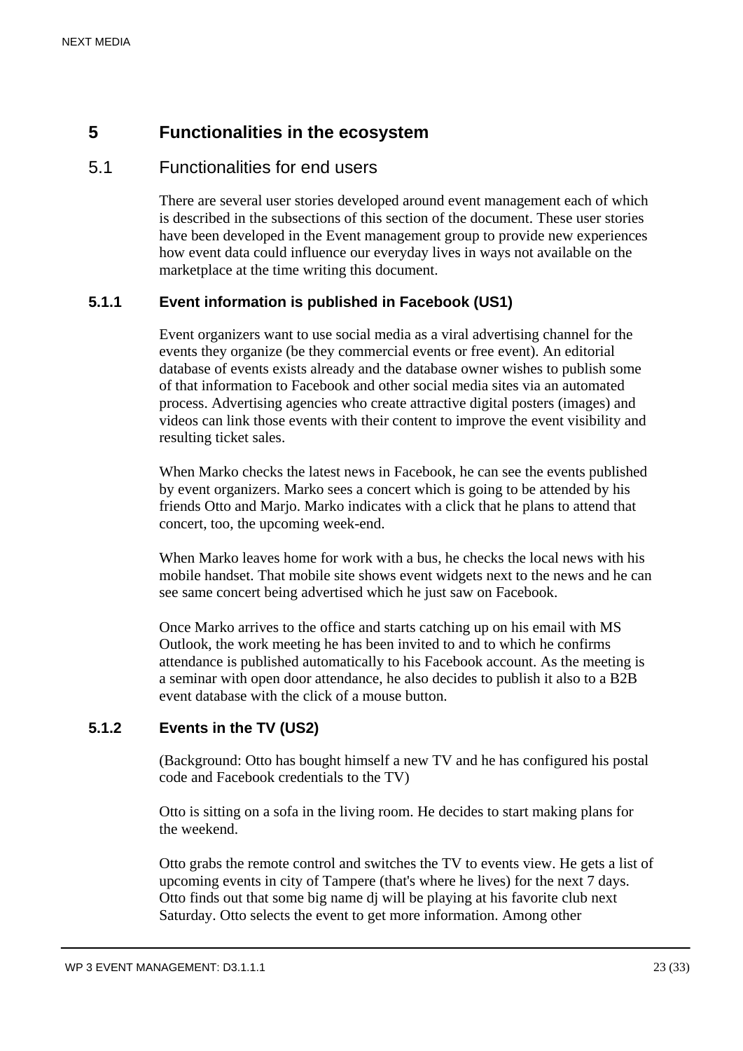# 5 Functionalities in the ecosystem

## 5.1 Functionalities for end users

There are several user stories developed around event management each of which is described in the subsections of this section of the document. These user stories have been developed in the Event management group to provide new experiences how event data could influence our everyday lives in ways not available on the marketplace at the time writing this document.

### 5.1.1 Event information is published in Facebook (US1)

Event organizers want to use social media as a viral advertising channel for the events they organize (be they commercial events or free event). An editorial database of events exists already and the database owner wishes to publish some of that information to Facebook and other social media sites via an automated process. Advertising agencies who create attractive digital posters (images) and videos can link those events with their content to improve the event visibility and resulting ticket sales.

When Marko checks the latest news in Facebook, he can see the events published by event organizers. Marko sees a concert which is going to be attended by his friends Otto and Marjo. Marko indicates with a click that he plans to attend that concert, too, the upcoming week-end.

When Marko leaves home for work with a bus, he checks the local news with his mobile handset. That mobile site shows event widgets next to the news and he can see same concert being advertised which he just saw on Facebook.

Once Marko arrives to the office and starts catching up on his email with MS Outlook, the work meeting he has been invited to and to which he confirms attendance is published automatically to his Facebook account. As the meeting is a seminar with open door attendance, he also decides to publish it also to a B2B event database with the click of a mouse button.

### 5.1.2 Events in the TV (US2)

(Background: Otto has bought himself a new TV and he has configured his postal code and Facebook credentials to the TV)

Otto is sitting on a sofa in the living room. He decides to start making plans for the weekend.

Otto grabs the remote control and switches the TV to events view. He gets a list of upcoming events in city of Tampere (that's where he lives) for the next 7 days. Otto finds out that some big name dj will be playing at his favorite club next Saturday. Otto selects the event to get more information. Among other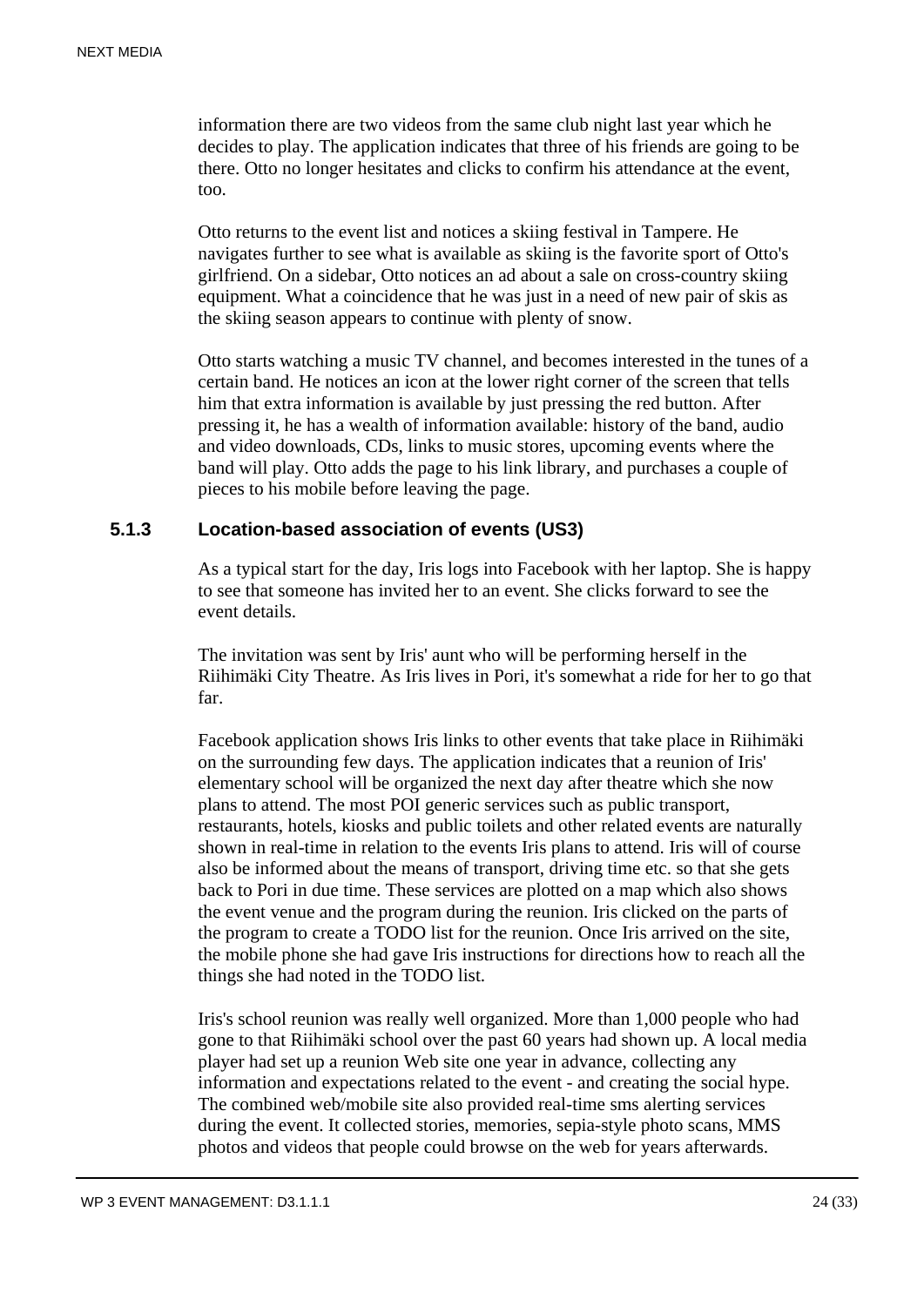information there are two videos from the same club night last year which he decides to play. The application indicates that three of his friends are going to be there. Otto no longer hesitates and clicks to confirm his attendance at the event, too.

Otto returns to the event list and notices a skiing festival in Tampere. He navigates further to see what is available as skiing is the favorite sport of Otto's girlfriend. On a sidebar, Otto notices an ad about a sale on cross-country skiing equipment. What a coincidence that he was just in a need of new pair of skis as the skiing season appears to continue with plenty of snow.

Otto starts watching a music TV channel, and becomes interested in the tunes of a certain band. He notices an icon at the lower right corner of the screen that tells him that extra information is available by just pressing the red button. After pressing it, he has a wealth of information available: history of the band, audio and video downloads, CDs, links to music stores, upcoming events where the band will play. Otto adds the page to his link library, and purchases a couple of pieces to his mobile before leaving the page.

### 5.1.3 Location-based association of events (US3)

As a typical start for the day, Iris logs into Facebook with her laptop. She is happy to see that someone has invited her to an event. She clicks forward to see the event details.

The invitation was sent by Iris' aunt who will be performing herself in the Riihimäki City Theatre. As Iris lives in Pori, it's somewhat a ride for her to go that far.

Facebook application shows Iris links to other events that take place in Riihimäki on the surrounding few days. The application indicates that a reunion of Iris' elementary school will be organized the next day after theatre which she now plans to attend. The most POI generic services such as public transport, restaurants, hotels, kiosks and public toilets and other related events are naturally shown in real-time in relation to the events Iris plans to attend. Iris will of course also be informed about the means of transport, driving time etc. so that she gets back to Pori in due time. These services are plotted on a map which also shows the event venue and the program during the reunion. Iris clicked on the parts of the program to create a TODO list for the reunion. Once Iris arrived on the site, the mobile phone she had gave Iris instructions for directions how to reach all the things she had noted in the TODO list.

Iris's school reunion was really well organized. More than 1,000 people who had gone to that Riihimäki school over the past 60 years had shown up. A local media player had set up a reunion Web site one year in advance, collecting any information and expectations related to the event - and creating the social hype. The combined web/mobile site also provided real-time sms alerting services during the event. It collected stories, memories, sepia-style photo scans, MMS photos and videos that people could browse on the web for years afterwards.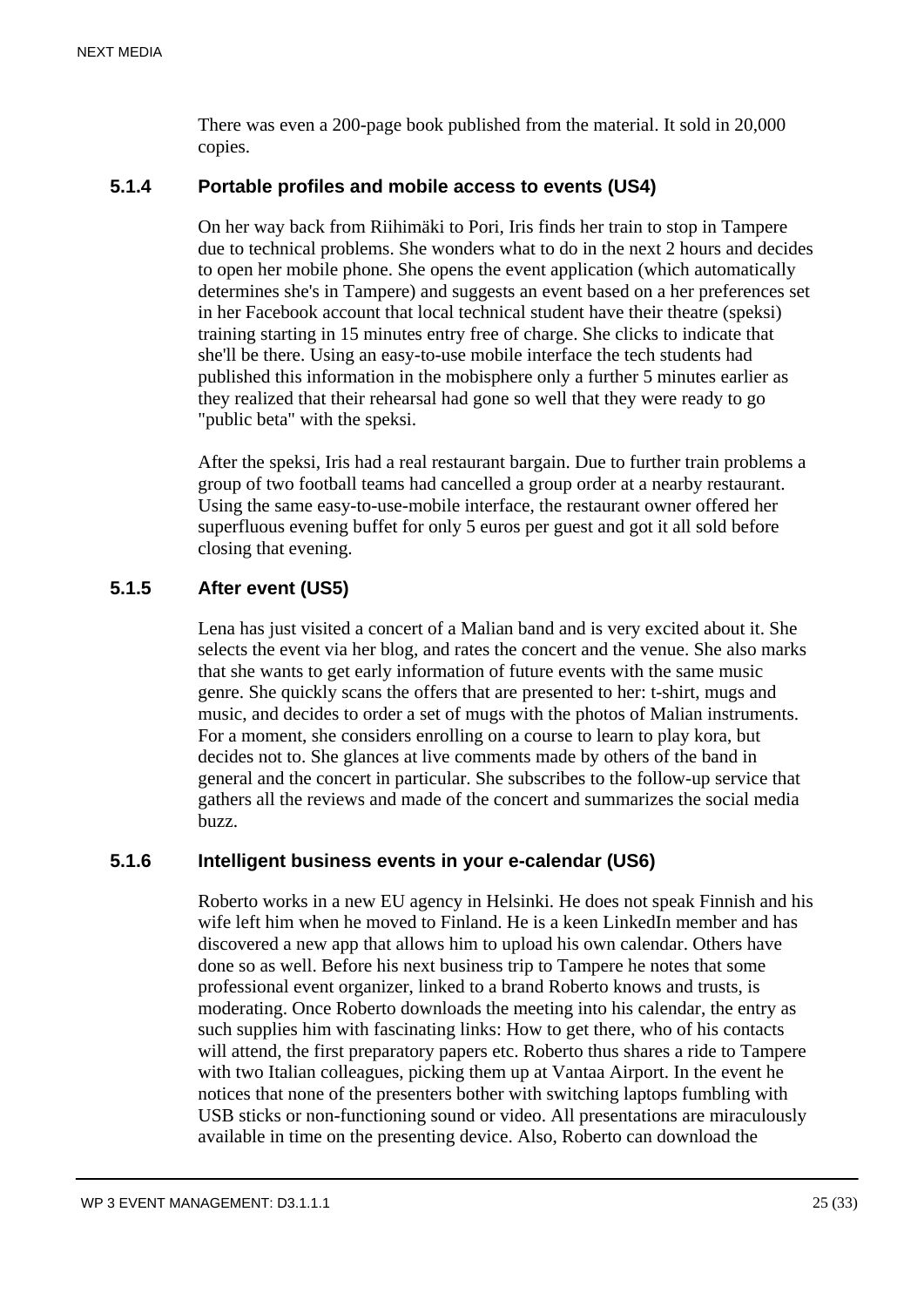There was even a 200-page book published from the material. It sold in 20,000 copies.

### 5.1.4 Portable profiles and mobile access to events (US4)

On her way back from Riihimäki to Pori, Iris finds her train to stop in Tampere due to technical problems. She wonders what to do in the next 2 hours and decides to open her mobile phone. She opens the event application (which automatically determines she's in Tampere) and suggests an event based on a her preferences set in her Facebook account that local technical student have their theatre (speksi) training starting in 15 minutes entry free of charge. She clicks to indicate that she'll be there. Using an easy-to-use mobile interface the tech students had published this information in the mobisphere only a further 5 minutes earlier as they realized that their rehearsal had gone so well that they were ready to go "public beta" with the speksi.

After the speksi, Iris had a real restaurant bargain. Due to further train problems a group of two football teams had cancelled a group order at a nearby restaurant. Using the same easy-to-use-mobile interface, the restaurant owner offered her superfluous evening buffet for only 5 euros per guest and got it all sold before closing that evening.

### 5.1.5 After event (US5)

Lena has just visited a concert of a Malian band and is very excited about it. She selects the event via her blog, and rates the concert and the venue. She also marks that she wants to get early information of future events with the same music genre. She quickly scans the offers that are presented to her: t-shirt, mugs and music, and decides to order a set of mugs with the photos of Malian instruments. For a moment, she considers enrolling on a course to learn to play kora, but decides not to. She glances at live comments made by others of the band in general and the concert in particular. She subscribes to the follow-up service that gathers all the reviews and made of the concert and summarizes the social media buzz.

### 5.1.6 Intelligent business events in your e-calendar (US6)

Roberto works in a new EU agency in Helsinki. He does not speak Finnish and his wife left him when he moved to Finland. He is a keen LinkedIn member and has discovered a new app that allows him to upload his own calendar. Others have done so as well. Before his next business trip to Tampere he notes that some professional event organizer, linked to a brand Roberto knows and trusts, is moderating. Once Roberto downloads the meeting into his calendar, the entry as such supplies him with fascinating links: How to get there, who of his contacts will attend, the first preparatory papers etc. Roberto thus shares a ride to Tampere with two Italian colleagues, picking them up at Vantaa Airport. In the event he notices that none of the presenters bother with switching laptops fumbling with USB sticks or non-functioning sound or video. All presentations are miraculously available in time on the presenting device. Also, Roberto can download the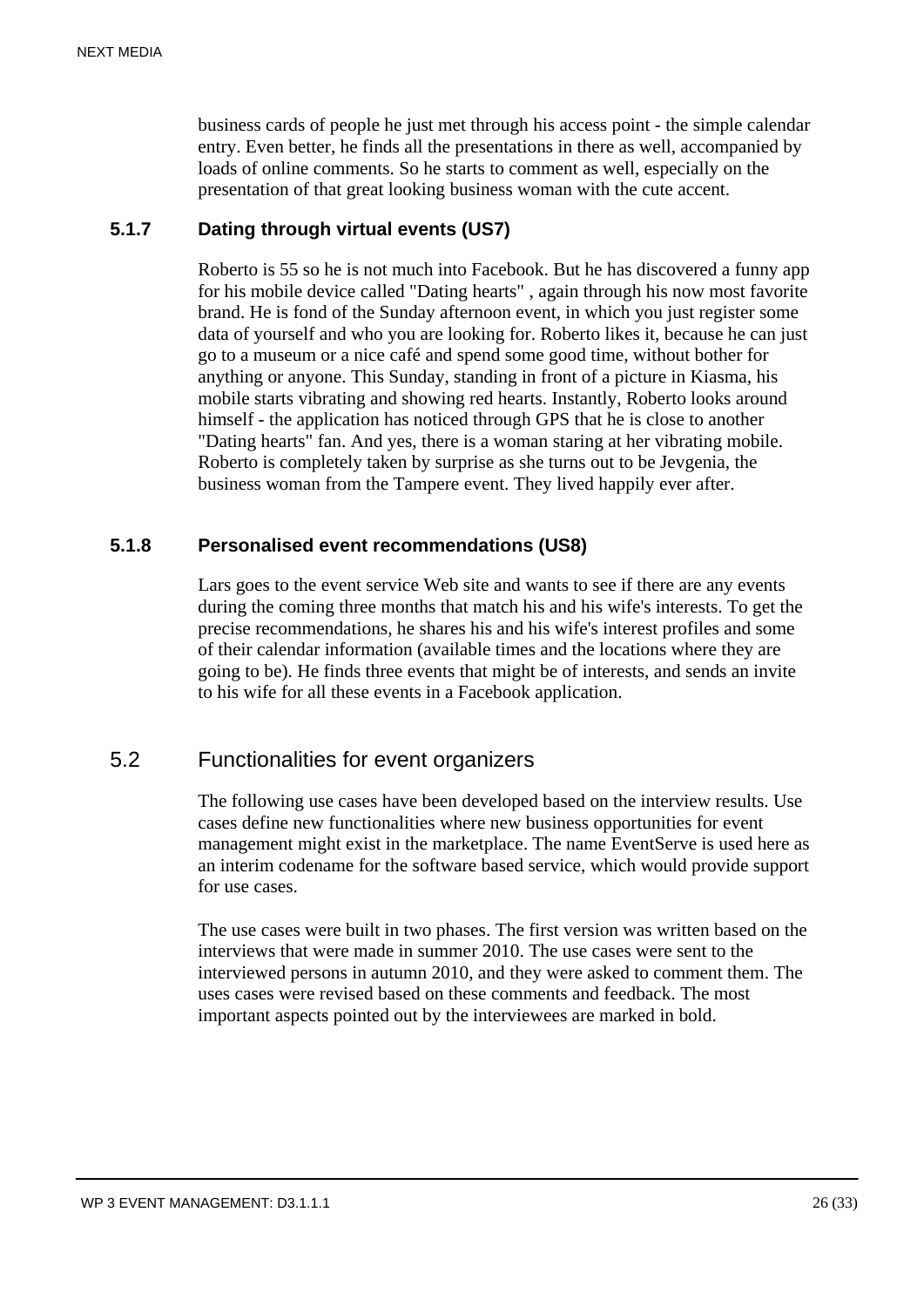business cards of people he just met through his access point - the simple calendar entry. Even better, he finds all the presentations in there as well, accompanied by loads of online comments. So he starts to comment as well, especially on the presentation of that great looking business woman with the cute accent.

### 5.1.7 Dating through virtual events (US7)

Roberto is 55 so he is not much into Facebook. But he has discovered a funny app for his mobile device called "Dating hearts" , again through his now most favorite brand. He is fond of the Sunday afternoon event, in which you just register some data of yourself and who you are looking for. Roberto likes it, because he can just go to a museum or a nice café and spend some good time, without bother for anything or anyone. This Sunday, standing in front of a picture in Kiasma, his mobile starts vibrating and showing red hearts. Instantly, Roberto looks around himself - the application has noticed through GPS that he is close to another "Dating hearts" fan. And yes, there is a woman staring at her vibrating mobile. Roberto is completely taken by surprise as she turns out to be Jevgenia, the business woman from the Tampere event. They lived happily ever after.

### 5.1.8 Personalised event recommendations (US8)

Lars goes to the event service Web site and wants to see if there are any events during the coming three months that match his and his wife's interests. To get the precise recommendations, he shares his and his wife's interest profiles and some of their calendar information (available times and the locations where they are going to be). He finds three events that might be of interests, and sends an invite to his wife for all these events in a Facebook application.

## 5.2 Functionalities for event organizers

The following use cases have been developed based on the interview results. Use cases define new functionalities where new business opportunities for event management might exist in the marketplace. The name EventServe is used here as an interim codename for the software based service, which would provide support for use cases.

The use cases were built in two phases. The first version was written based on the interviews that were made in summer 2010. The use cases were sent to the interviewed persons in autumn 2010, and they were asked to comment them. The uses cases were revised based on these comments and feedback. The most important aspects pointed out by the interviewees are marked in bold.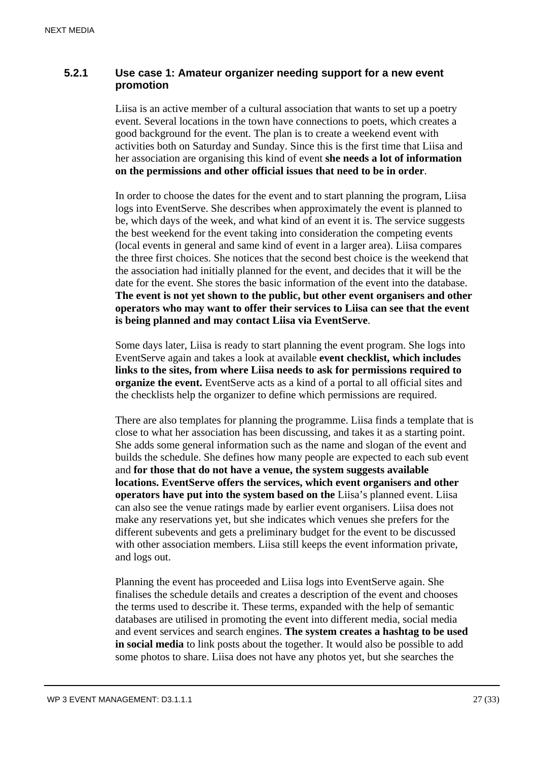### 5.2.1 Use case 1: Amateur organizer needing support for a new event promotion

Liisa is an active member of a cultural association that wants to set up a poetry event. Several locations in the town have connections to poets, which creates a good background for the event. The plan is to create a weekend event with activities both on Saturday and Sunday. Since this is the first time that Liisa and her association are organising this kind of event **she needs a lot of information on the permissions and other official issues that need to be in order**.

In order to choose the dates for the event and to start planning the program, Liisa logs into EventServe. She describes when approximately the event is planned to be, which days of the week, and what kind of an event it is. The service suggests the best weekend for the event taking into consideration the competing events (local events in general and same kind of event in a larger area). Liisa compares the three first choices. She notices that the second best choice is the weekend that the association had initially planned for the event, and decides that it will be the date for the event. She stores the basic information of the event into the database. **The event is not yet shown to the public, but other event organisers and other operators who may want to offer their services to Liisa can see that the event is being planned and may contact Liisa via EventServe**.

Some days later, Liisa is ready to start planning the event program. She logs into EventServe again and takes a look at available **event checklist, which includes links to the sites, from where Liisa needs to ask for permissions required to organize the event.** EventServe acts as a kind of a portal to all official sites and the checklists help the organizer to define which permissions are required.

There are also templates for planning the programme. Liisa finds a template that is close to what her association has been discussing, and takes it as a starting point. She adds some general information such as the name and slogan of the event and builds the schedule. She defines how many people are expected to each sub event and **for those that do not have a venue, the system suggests available locations. EventServe offers the services, which event organisers and other operators have put into the system based on the** Liisa's planned event. Liisa can also see the venue ratings made by earlier event organisers. Liisa does not make any reservations yet, but she indicates which venues she prefers for the different subevents and gets a preliminary budget for the event to be discussed with other association members. Liisa still keeps the event information private, and logs out.

Planning the event has proceeded and Liisa logs into EventServe again. She finalises the schedule details and creates a description of the event and chooses the terms used to describe it. These terms, expanded with the help of semantic databases are utilised in promoting the event into different media, social media and event services and search engines. **The system creates a hashtag to be used in social media** to link posts about the together. It would also be possible to add some photos to share. Liisa does not have any photos yet, but she searches the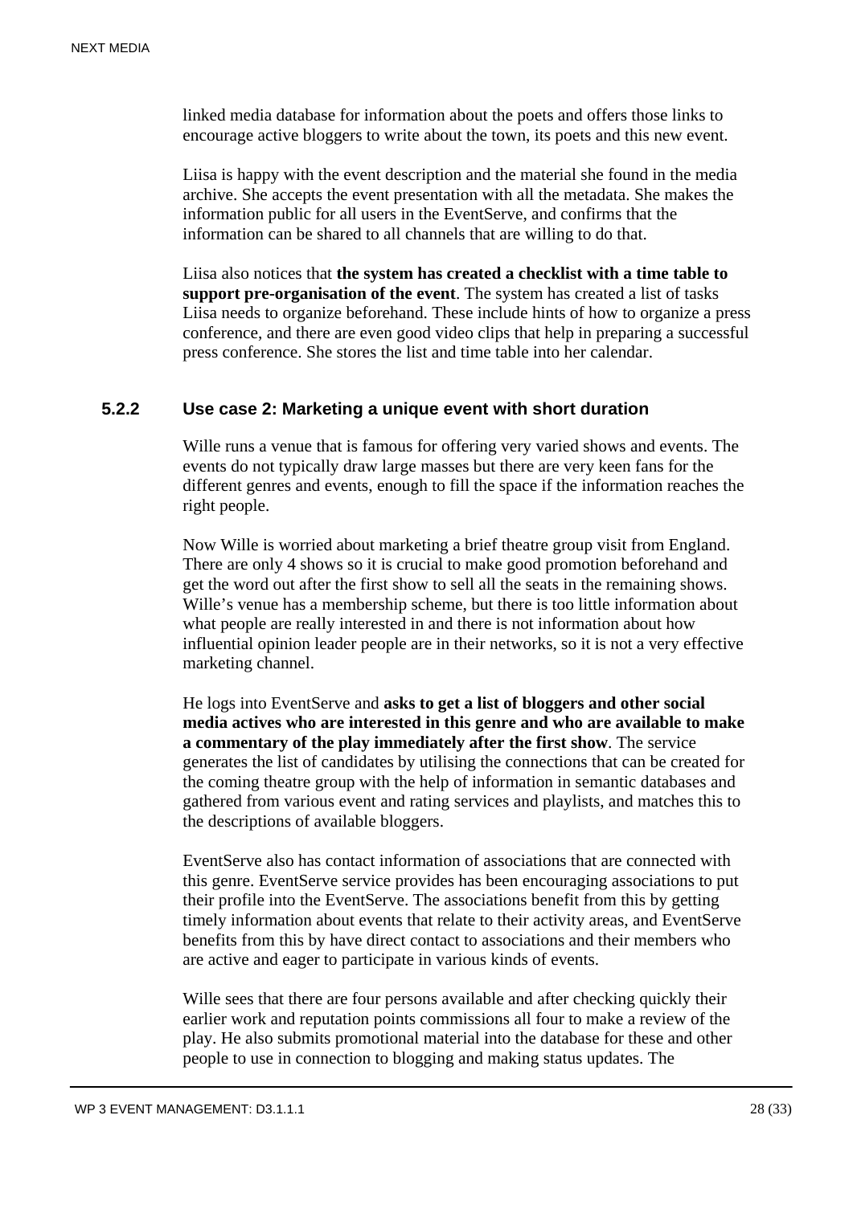linked media database for information about the poets and offers those links to encourage active bloggers to write about the town, its poets and this new event.

Liisa is happy with the event description and the material she found in the media archive. She accepts the event presentation with all the metadata. She makes the information public for all users in the EventServe, and confirms that the information can be shared to all channels that are willing to do that.

Liisa also notices that **the system has created a checklist with a time table to support pre-organisation of the event**. The system has created a list of tasks Liisa needs to organize beforehand. These include hints of how to organize a press conference, and there are even good video clips that help in preparing a successful press conference. She stores the list and time table into her calendar.

### 5.2.2 Use case 2: Marketing a unique event with short duration

Wille runs a venue that is famous for offering very varied shows and events. The events do not typically draw large masses but there are very keen fans for the different genres and events, enough to fill the space if the information reaches the right people.

Now Wille is worried about marketing a brief theatre group visit from England. There are only 4 shows so it is crucial to make good promotion beforehand and get the word out after the first show to sell all the seats in the remaining shows. Wille's venue has a membership scheme, but there is too little information about what people are really interested in and there is not information about how influential opinion leader people are in their networks, so it is not a very effective marketing channel.

He logs into EventServe and **asks to get a list of bloggers and other social media actives who are interested in this genre and who are available to make a commentary of the play immediately after the first show**. The service generates the list of candidates by utilising the connections that can be created for the coming theatre group with the help of information in semantic databases and gathered from various event and rating services and playlists, and matches this to the descriptions of available bloggers.

EventServe also has contact information of associations that are connected with this genre. EventServe service provides has been encouraging associations to put their profile into the EventServe. The associations benefit from this by getting timely information about events that relate to their activity areas, and EventServe benefits from this by have direct contact to associations and their members who are active and eager to participate in various kinds of events.

Wille sees that there are four persons available and after checking quickly their earlier work and reputation points commissions all four to make a review of the play. He also submits promotional material into the database for these and other people to use in connection to blogging and making status updates. The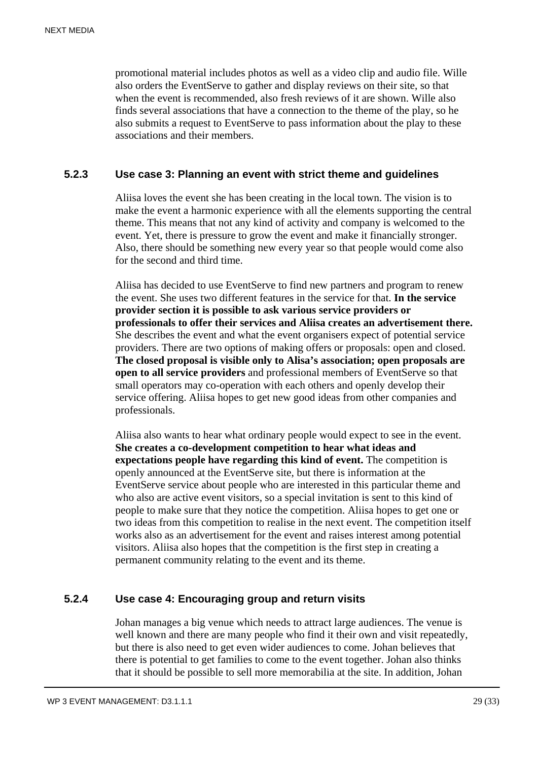promotional material includes photos as well as a video clip and audio file. Wille also orders the EventServe to gather and display reviews on their site, so that when the event is recommended, also fresh reviews of it are shown. Wille also finds several associations that have a connection to the theme of the play, so he also submits a request to EventServe to pass information about the play to these associations and their members.

### 5.2.3 Use case 3: Planning an event with strict theme and guidelines

Aliisa loves the event she has been creating in the local town. The vision is to make the event a harmonic experience with all the elements supporting the central theme. This means that not any kind of activity and company is welcomed to the event. Yet, there is pressure to grow the event and make it financially stronger. Also, there should be something new every year so that people would come also for the second and third time.

Aliisa has decided to use EventServe to find new partners and program to renew the event. She uses two different features in the service for that. **In the service provider section it is possible to ask various service providers or professionals to offer their services and Aliisa creates an advertisement there.** She describes the event and what the event organisers expect of potential service providers. There are two options of making offers or proposals: open and closed. **The closed proposal is visible only to Alisa's association; open proposals are open to all service providers** and professional members of EventServe so that small operators may co-operation with each others and openly develop their service offering. Aliisa hopes to get new good ideas from other companies and professionals.

Aliisa also wants to hear what ordinary people would expect to see in the event. **She creates a co-development competition to hear what ideas and expectations people have regarding this kind of event.** The competition is openly announced at the EventServe site, but there is information at the EventServe service about people who are interested in this particular theme and who also are active event visitors, so a special invitation is sent to this kind of people to make sure that they notice the competition. Aliisa hopes to get one or two ideas from this competition to realise in the next event. The competition itself works also as an advertisement for the event and raises interest among potential visitors. Aliisa also hopes that the competition is the first step in creating a permanent community relating to the event and its theme.

### 5.2.4 Use case 4: Encouraging group and return visits

Johan manages a big venue which needs to attract large audiences. The venue is well known and there are many people who find it their own and visit repeatedly, but there is also need to get even wider audiences to come. Johan believes that there is potential to get families to come to the event together. Johan also thinks that it should be possible to sell more memorabilia at the site. In addition, Johan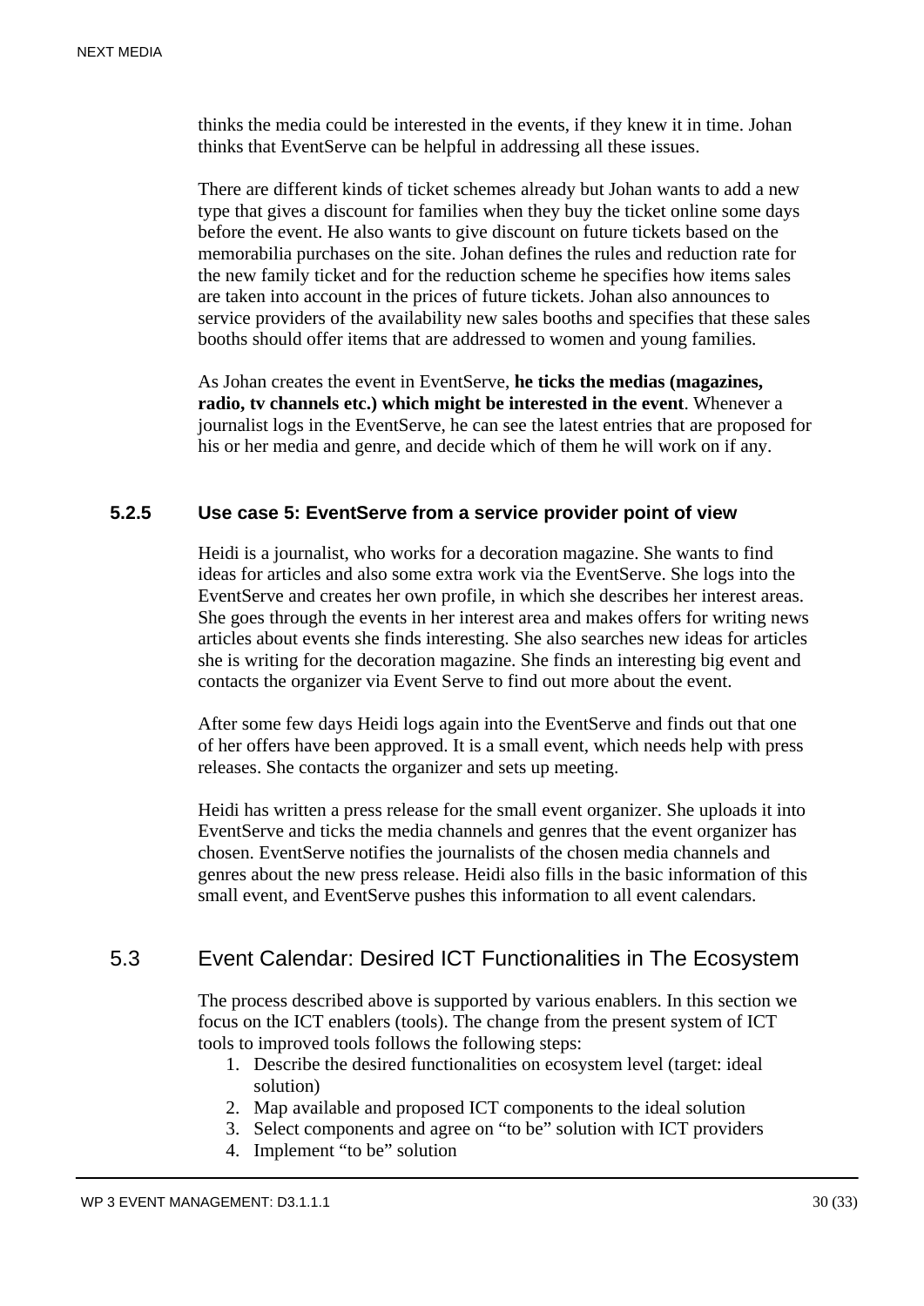thinks the media could be interested in the events, if they knew it in time. Johan thinks that EventServe can be helpful in addressing all these issues.

There are different kinds of ticket schemes already but Johan wants to add a new type that gives a discount for families when they buy the ticket online some days before the event. He also wants to give discount on future tickets based on the memorabilia purchases on the site. Johan defines the rules and reduction rate for the new family ticket and for the reduction scheme he specifies how items sales are taken into account in the prices of future tickets. Johan also announces to service providers of the availability new sales booths and specifies that these sales booths should offer items that are addressed to women and young families.

As Johan creates the event in EventServe, **he ticks the medias (magazines, radio, tv channels etc.) which might be interested in the event**. Whenever a journalist logs in the EventServe, he can see the latest entries that are proposed for his or her media and genre, and decide which of them he will work on if any.

#### 5.2.5 Use case 5: EventServe from a service provider point of view

Heidi is a journalist, who works for a decoration magazine. She wants to find ideas for articles and also some extra work via the EventServe. She logs into the EventServe and creates her own profile, in which she describes her interest areas. She goes through the events in her interest area and makes offers for writing news articles about events she finds interesting. She also searches new ideas for articles she is writing for the decoration magazine. She finds an interesting big event and contacts the organizer via Event Serve to find out more about the event.

After some few days Heidi logs again into the EventServe and finds out that one of her offers have been approved. It is a small event, which needs help with press releases. She contacts the organizer and sets up meeting.

Heidi has written a press release for the small event organizer. She uploads it into EventServe and ticks the media channels and genres that the event organizer has chosen. EventServe notifies the journalists of the chosen media channels and genres about the new press release. Heidi also fills in the basic information of this small event, and EventServe pushes this information to all event calendars.

### 5.3 Event Calendar: Desired ICT Functionalities in The Ecosystem

The process described above is supported by various enablers. In this section we focus on the ICT enablers (tools). The change from the present system of ICT tools to improved tools follows the following steps:

1. Describe the desired functionalities on ecosystem level (target: ideal solution)
2. Map available and proposed ICT components to the ideal solution
3. Select components and agree on “to be” solution with ICT providers
4. Implement “to be” solution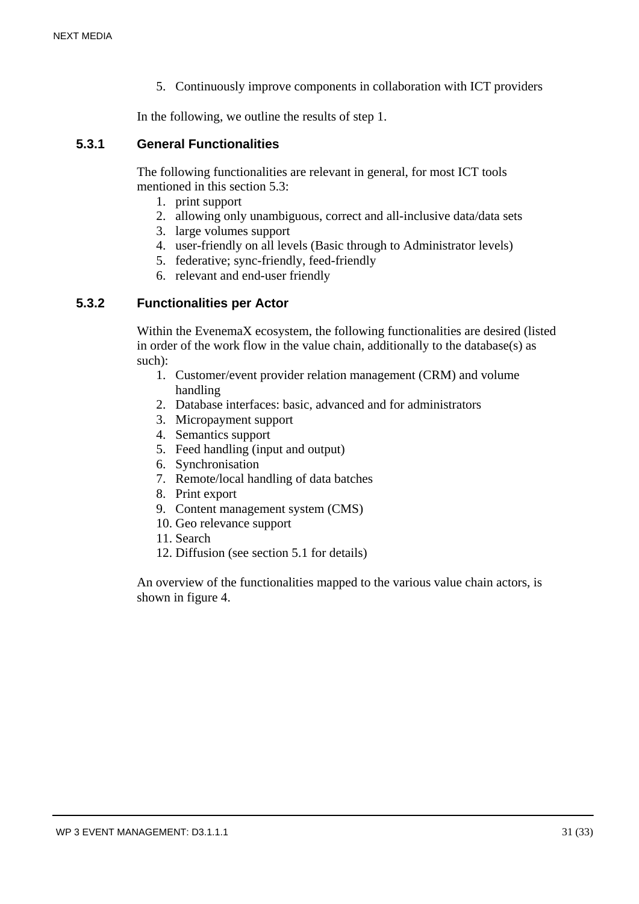5. Continuously improve components in collaboration with ICT providers

In the following, we outline the results of step 1.

### 5.3.1 General Functionalities

The following functionalities are relevant in general, for most ICT tools mentioned in this section 5.3:

1. print support
2. allowing only unambiguous, correct and all-inclusive data/data sets
3. large volumes support
4. user-friendly on all levels (Basic through to Administrator levels)
5. federative; sync-friendly, feed-friendly
6. relevant and end-user friendly

### 5.3.2 Functionalities per Actor

Within the EvenemaX ecosystem, the following functionalities are desired (listed in order of the work flow in the value chain, additionally to the database(s) as such):

1. Customer/event provider relation management (CRM) and volume handling
2. Database interfaces: basic, advanced and for administrators
3. Micropayment support
4. Semantics support
5. Feed handling (input and output)
6. Synchronisation
7. Remote/local handling of data batches
8. Print export
9. Content management system (CMS)
10. Geo relevance support
11. Search
12. Diffusion (see section 5.1 for details)

An overview of the functionalities mapped to the various value chain actors, is shown in figure 4.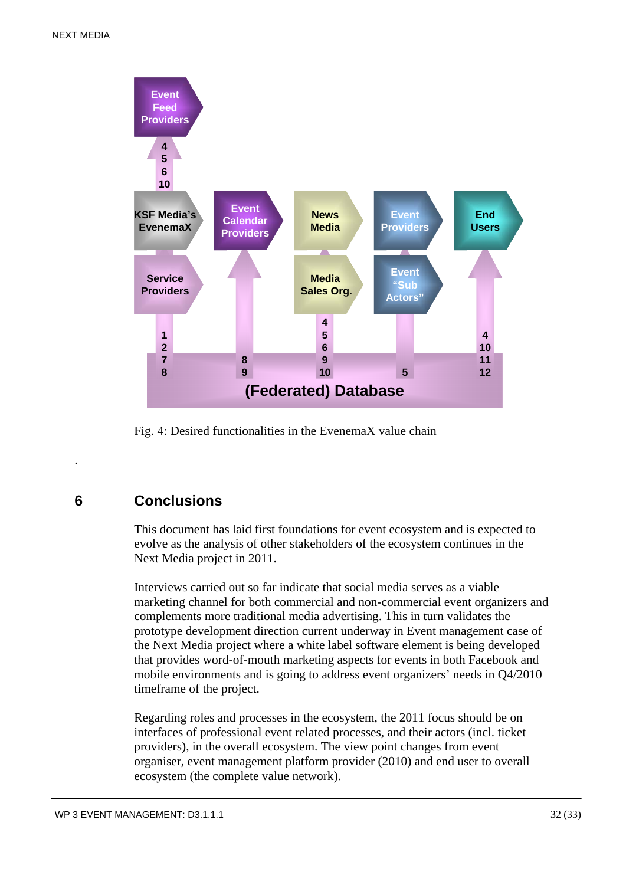Fig. 4: Desired functionalities in the EvenemaX value chain

# 6 Conclusions

This document has laid first foundations for event ecosystem and is expected to evolve as the analysis of other stakeholders of the ecosystem continues in the Next Media project in 2011.

Interviews carried out so far indicate that social media serves as a viable marketing channel for both commercial and non-commercial event organizers and complements more traditional media advertising. This in turn validates the prototype development direction current underway in Event management case of the Next Media project where a white label software element is being developed that provides word-of-mouth marketing aspects for events in both Facebook and mobile environments and is going to address event organizers' needs in Q4/2010 timeframe of the project.

Regarding roles and processes in the ecosystem, the 2011 focus should be on interfaces of professional event related processes, and their actors (incl. ticket providers), in the overall ecosystem. The view point changes from event organiser, event management platform provider (2010) and end user to overall ecosystem (the complete value network).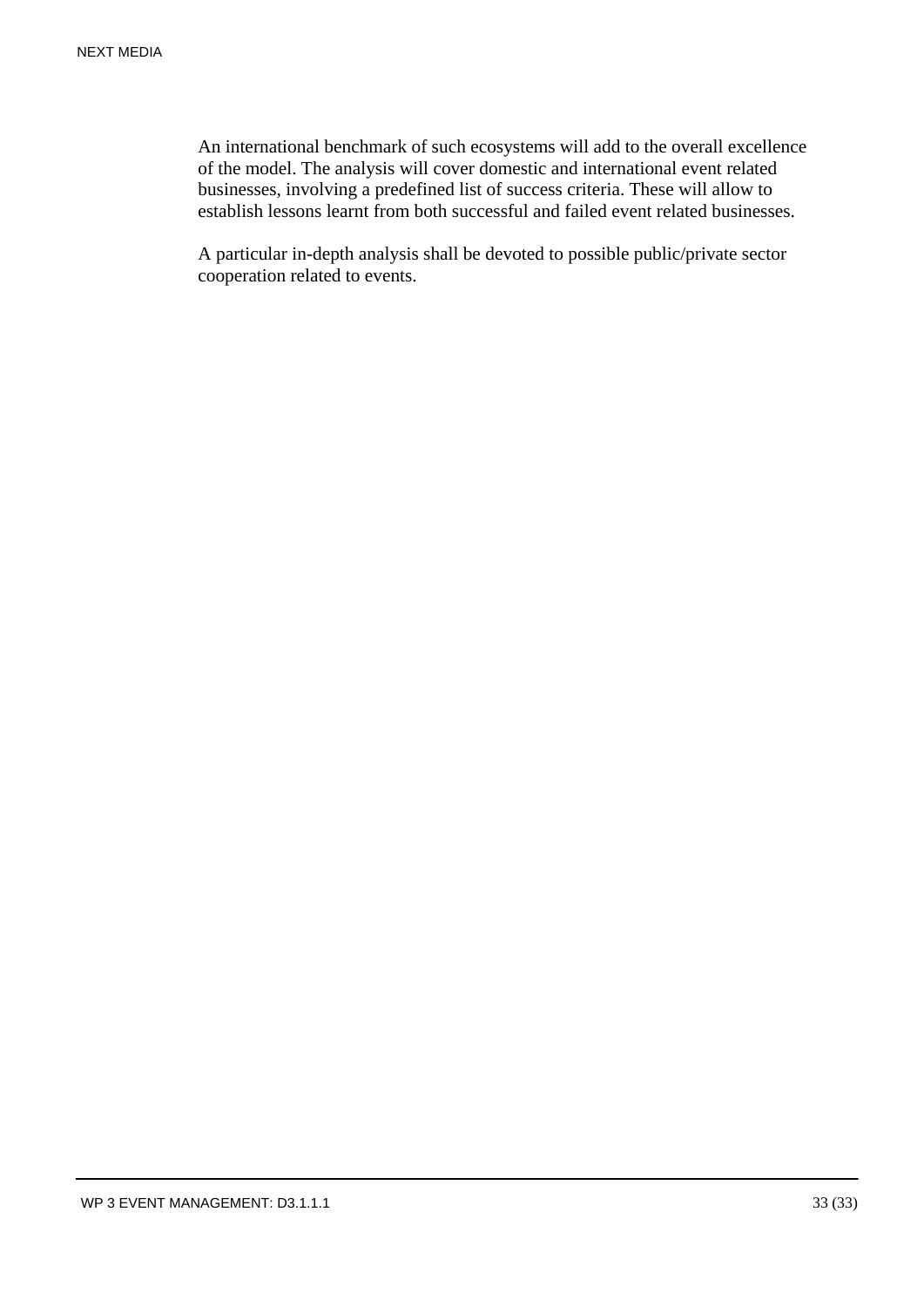An international benchmark of such ecosystems will add to the overall excellence of the model. The analysis will cover domestic and international event related businesses, involving a predefined list of success criteria. These will allow to establish lessons learnt from both successful and failed event related businesses.

A particular in-depth analysis shall be devoted to possible public/private sector cooperation related to events.